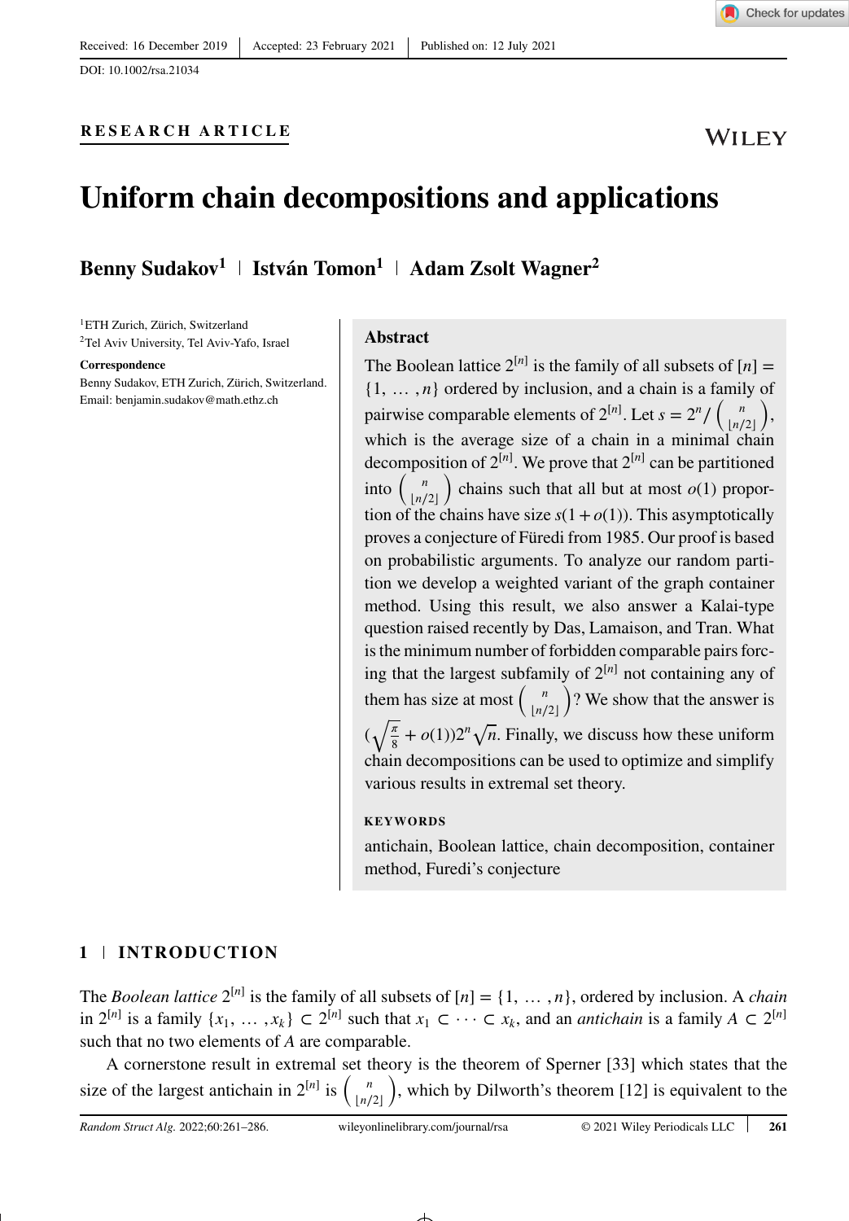Received: 16 December 2019 | Accepted: 23 February 2021 | Published on: 12 July 2021

DOI: 10.1002/rsa.21034

**RESEARCH ARTICLE**

# Uniform chain decompositions and applications

**Benny Sudakov**[1] | **István Tomon**[1] | **Adam Zsolt Wagner**[2]

[1]ETH Zurich, Zürich, Switzerland

[2]Tel Aviv University, Tel Aviv-Yafo, Israel

**Correspondence**

Benny Sudakov, ETH Zurich, Zürich, Switzerland.
Email: benjamin.sudakov@math.ethz.ch

## Abstract

The Boolean lattice $2^{[n]}$ is the family of all subsets of $[n] = \{1, \ldots, n\}$ ordered by inclusion, and a chain is a family of pairwise comparable elements of $2^{[n]}$. Let $s = 2^n / \binom{n}{\lfloor n/2 \rfloor}$, which is the average size of a chain in a minimal chain decomposition of $2^{[n]}$. We prove that $2^{[n]}$ can be partitioned into $\binom{n}{\lfloor n/2 \rfloor}$ chains such that all but at most $o(1)$ proportion of the chains have size $s(1 + o(1))$. This asymptotically proves a conjecture of Füredi from 1985. Our proof is based on probabilistic arguments. To analyze our random partition we develop a weighted variant of the graph container method. Using this result, we also answer a Kalai-type question raised recently by Das, Lamaison, and Tran. What is the minimum number of forbidden comparable pairs forcing that the largest subfamily of $2^{[n]}$ not containing any of them has size at most $\binom{n}{\lfloor n/2 \rfloor}$? We show that the answer is $(\sqrt{\frac{\pi}{8}} + o(1))2^n\sqrt{n}$. Finally, we discuss how these uniform chain decompositions can be used to optimize and simplify various results in extremal set theory.

**KEYWORDS**

antichain, Boolean lattice, chain decomposition, container method, Furedi's conjecture

## 1 | INTRODUCTION

The *Boolean lattice* $2^{[n]}$ is the family of all subsets of $[n] = \{1, \ldots, n\}$, ordered by inclusion. A *chain* in $2^{[n]}$ is a family $\{x_1, \ldots, x_k\} \subset 2^{[n]}$ such that $x_1 \subset \cdots \subset x_k$, and an *antichain* is a family $A \subset 2^{[n]}$ such that no two elements of $A$ are comparable.

A cornerstone result in extremal set theory is the theorem of Sperner [33] which states that the size of the largest antichain in $2^{[n]}$ is $\binom{n}{\lfloor n/2 \rfloor}$, which by Dilworth's theorem [12] is equivalent to the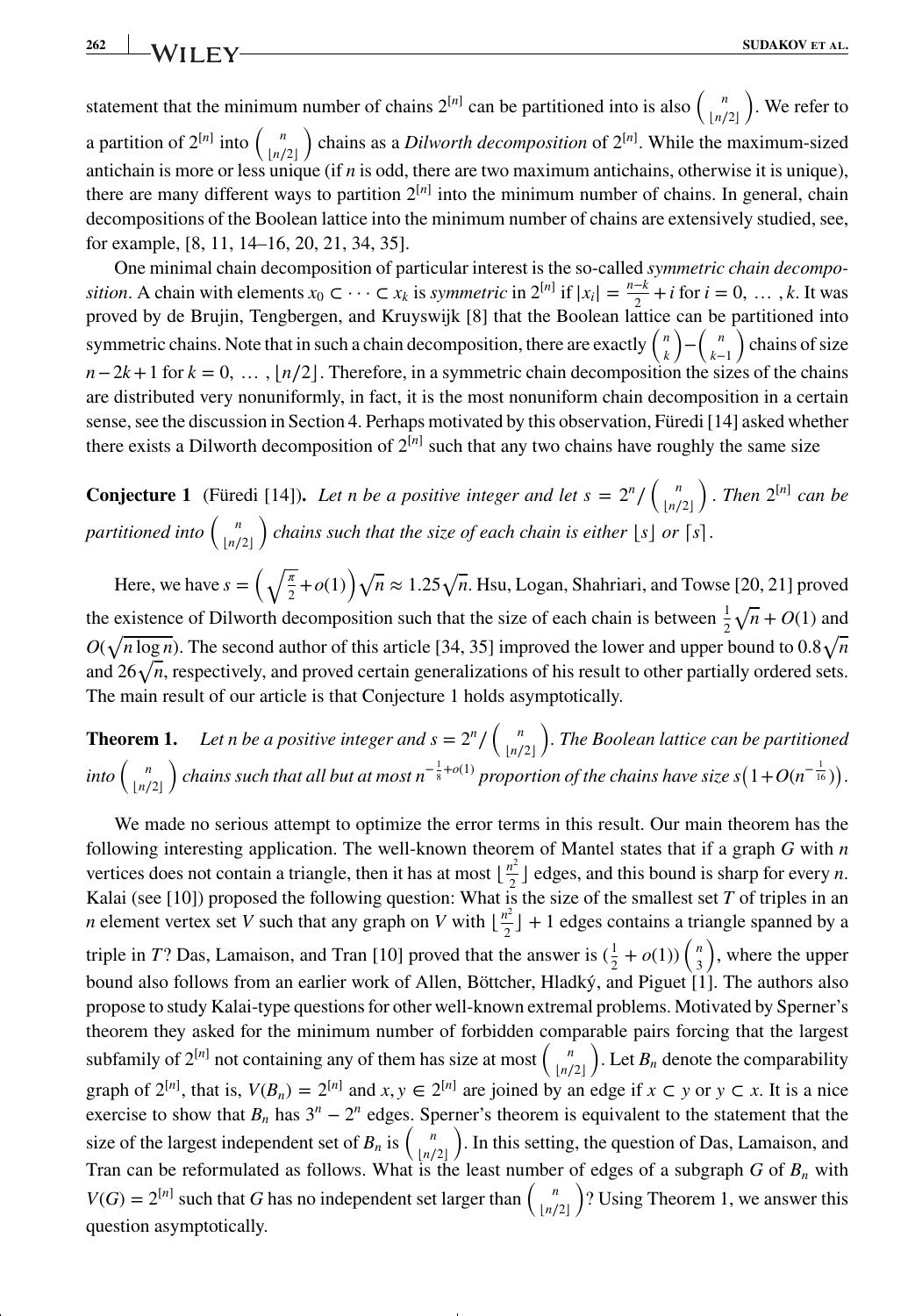statement that the minimum number of chains $2^{[n]}$ can be partitioned into is also $\binom{n}{\lfloor n/2 \rfloor}$. We refer to a partition of $2^{[n]}$ into $\binom{n}{\lfloor n/2 \rfloor}$ chains as a *Dilworth decomposition* of $2^{[n]}$. While the maximum-sized antichain is more or less unique (if $n$ is odd, there are two maximum antichains, otherwise it is unique), there are many different ways to partition $2^{[n]}$ into the minimum number of chains. In general, chain decompositions of the Boolean lattice into the minimum number of chains are extensively studied, see, for example, [8, 11, 14–16, 20, 21, 34, 35].

One minimal chain decomposition of particular interest is the so-called *symmetric chain decomposition*. A chain with elements $x_0 \subset \cdots \subset x_k$ is *symmetric* in $2^{[n]}$ if $|x_i| = \frac{n-k}{2} + i$ for $i = 0, \ldots, k$. It was proved by de Brujin, Tengbergen, and Kruyswijk [8] that the Boolean lattice can be partitioned into symmetric chains. Note that in such a chain decomposition, there are exactly $\binom{n}{k} - \binom{n}{k-1}$ chains of size $n - 2k + 1$ for $k = 0, \ldots, \lfloor n/2 \rfloor$. Therefore, in a symmetric chain decomposition the sizes of the chains are distributed very nonuniformly, in fact, it is the most nonuniform chain decomposition in a certain sense, see the discussion in Section 4. Perhaps motivated by this observation, Füredi [14] asked whether there exists a Dilworth decomposition of $2^{[n]}$ such that any two chains have roughly the same size

**Conjecture 1** (Füredi [14]). *Let $n$ be a positive integer and let $s = 2^n / \binom{n}{\lfloor n/2 \rfloor}$. Then $2^{[n]}$ can be partitioned into $\binom{n}{\lfloor n/2 \rfloor}$ chains such that the size of each chain is either $\lfloor s \rfloor$ or $\lceil s \rceil$.*

Here, we have $s = \left(\sqrt{\frac{\pi}{2}} + o(1)\right)\sqrt{n} \approx 1.25\sqrt{n}$. Hsu, Logan, Shahriari, and Towse [20, 21] proved the existence of Dilworth decomposition such that the size of each chain is between $\frac{1}{2}\sqrt{n} + O(1)$ and $O(\sqrt{n \log n})$. The second author of this article [34, 35] improved the lower and upper bound to $0.8\sqrt{n}$ and $26\sqrt{n}$, respectively, and proved certain generalizations of his result to other partially ordered sets. The main result of our article is that Conjecture 1 holds asymptotically.

**Theorem 1.** *Let $n$ be a positive integer and $s = 2^n / \binom{n}{\lfloor n/2 \rfloor}$. The Boolean lattice can be partitioned into $\binom{n}{\lfloor n/2 \rfloor}$ chains such that all but at most $n^{-\frac{1}{8}+o(1)}$ proportion of the chains have size $s\left(1 + O(n^{-\frac{1}{16}})\right)$.*

We made no serious attempt to optimize the error terms in this result. Our main theorem has the following interesting application. The well-known theorem of Mantel states that if a graph $G$ with $n$ vertices does not contain a triangle, then it has at most $\lfloor \frac{n^2}{2} \rfloor$ edges, and this bound is sharp for every $n$. Kalai (see [10]) proposed the following question: What is the size of the smallest set $T$ of triples in an $n$ element vertex set $V$ such that any graph on $V$ with $\lfloor \frac{n^2}{2} \rfloor + 1$ edges contains a triangle spanned by a triple in $T$? Das, Lamaison, and Tran [10] proved that the answer is $(\frac{1}{2} + o(1))\binom{n}{3}$, where the upper bound also follows from an earlier work of Allen, Böttcher, Hladký, and Piguet [1]. The authors also propose to study Kalai-type questions for other well-known extremal problems. Motivated by Sperner's theorem they asked for the minimum number of forbidden comparable pairs forcing that the largest subfamily of $2^{[n]}$ not containing any of them has size at most $\binom{n}{\lfloor n/2 \rfloor}$. Let $B_n$ denote the comparability graph of $2^{[n]}$, that is, $V(B_n) = 2^{[n]}$ and $x, y \in 2^{[n]}$ are joined by an edge if $x \subset y$ or $y \subset x$. It is a nice exercise to show that $B_n$ has $3^n - 2^n$ edges. Sperner's theorem is equivalent to the statement that the size of the largest independent set of $B_n$ is $\binom{n}{\lfloor n/2 \rfloor}$. In this setting, the question of Das, Lamaison, and Tran can be reformulated as follows. What is the least number of edges of a subgraph $G$ of $B_n$ with $V(G) = 2^{[n]}$ such that $G$ has no independent set larger than $\binom{n}{\lfloor n/2 \rfloor}$? Using Theorem 1, we answer this question asymptotically.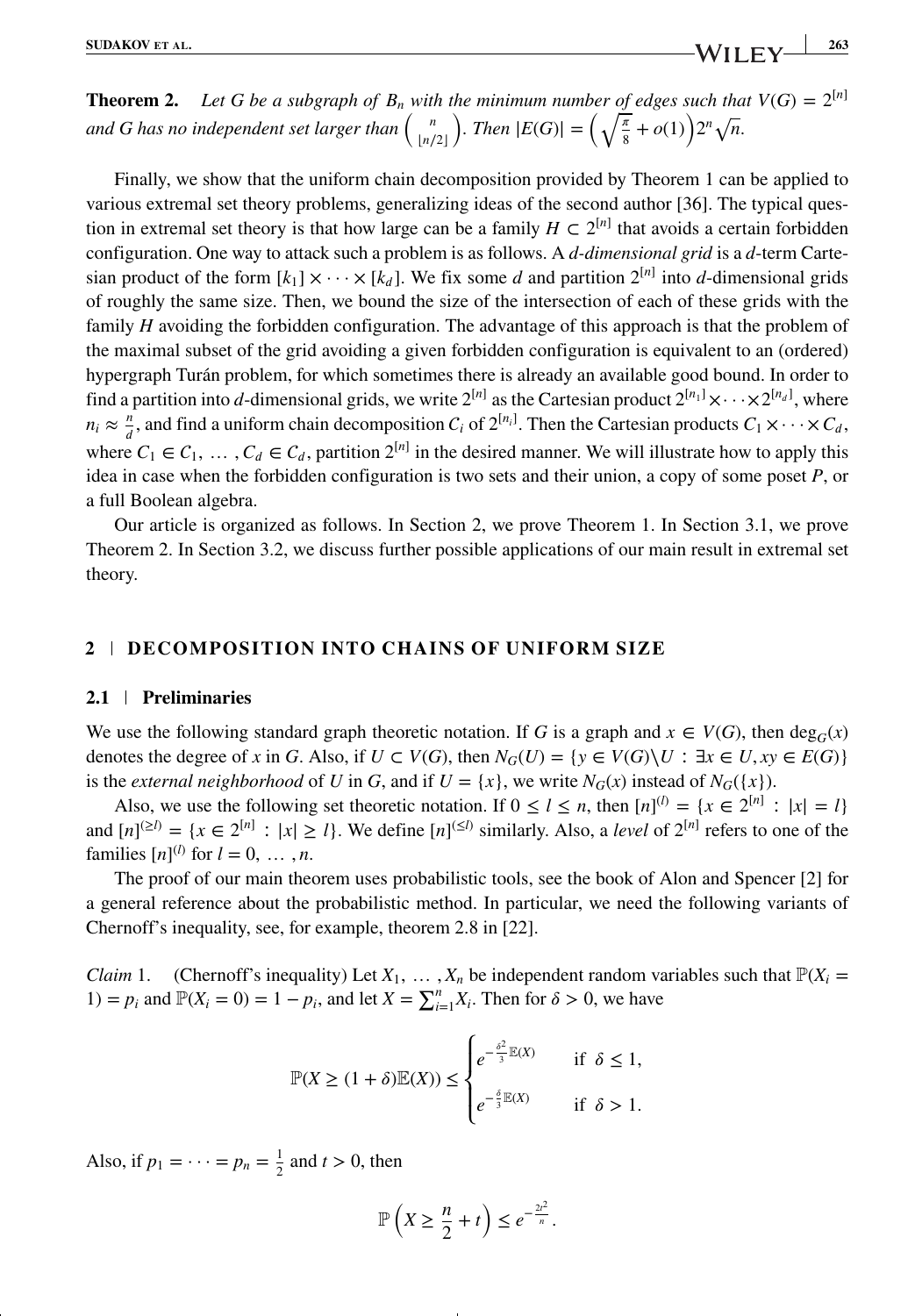**Theorem 2.** *Let $G$ be a subgraph of $B_n$ with the minimum number of edges such that $V(G) = 2^{[n]}$ and $G$ has no independent set larger than $\binom{n}{\lfloor n/2 \rfloor}$. Then $|E(G)| = \left(\sqrt{\frac{\pi}{8}} + o(1)\right)2^n\sqrt{n}$.*

Finally, we show that the uniform chain decomposition provided by Theorem 1 can be applied to various extremal set theory problems, generalizing ideas of the second author [36]. The typical question in extremal set theory is that how large can be a family $H \subset 2^{[n]}$ that avoids a certain forbidden configuration. One way to attack such a problem is as follows. A *d-dimensional grid* is a $d$-term Cartesian product of the form $[k_1] \times \cdots \times [k_d]$. We fix some $d$ and partition $2^{[n]}$ into $d$-dimensional grids of roughly the same size. Then, we bound the size of the intersection of each of these grids with the family $H$ avoiding the forbidden configuration. The advantage of this approach is that the problem of the maximal subset of the grid avoiding a given forbidden configuration is equivalent to an (ordered) hypergraph Turán problem, for which sometimes there is already an available good bound. In order to find a partition into $d$-dimensional grids, we write $2^{[n]}$ as the Cartesian product $2^{[n_1]} \times \cdots \times 2^{[n_d]}$, where $n_i \approx \frac{n}{d}$, and find a uniform chain decomposition $\mathcal{C}_i$ of $2^{[n_i]}$. Then the Cartesian products $C_1 \times \cdots \times C_d$, where $C_1 \in \mathcal{C}_1, \ldots, C_d \in \mathcal{C}_d$, partition $2^{[n]}$ in the desired manner. We will illustrate how to apply this idea in case when the forbidden configuration is two sets and their union, a copy of some poset $P$, or a full Boolean algebra.

Our article is organized as follows. In Section 2, we prove Theorem 1. In Section 3.1, we prove Theorem 2. In Section 3.2, we discuss further possible applications of our main result in extremal set theory.

## 2 | DECOMPOSITION INTO CHAINS OF UNIFORM SIZE

### 2.1 | Preliminaries

We use the following standard graph theoretic notation. If $G$ is a graph and $x \in V(G)$, then $\deg_G(x)$ denotes the degree of $x$ in $G$. Also, if $U \subset V(G)$, then $N_G(U) = \{y \in V(G) \backslash U : \exists x \in U, xy \in E(G)\}$ is the *external neighborhood* of $U$ in $G$, and if $U = \{x\}$, we write $N_G(x)$ instead of $N_G(\{x\})$.

Also, we use the following set theoretic notation. If $0 \leq l \leq n$, then $[n]^{(l)} = \{x \in 2^{[n]} : |x| = l\}$ and $[n]^{(\geq l)} = \{x \in 2^{[n]} : |x| \geq l\}$. We define $[n]^{(\leq l)}$ similarly. Also, a *level* of $2^{[n]}$ refers to one of the families $[n]^{(l)}$ for $l = 0, \ldots, n$.

The proof of our main theorem uses probabilistic tools, see the book of Alon and Spencer [2] for a general reference about the probabilistic method. In particular, we need the following variants of Chernoff's inequality, see, for example, theorem 2.8 in [22].

*Claim* 1. (Chernoff's inequality) Let $X_1, \ldots, X_n$ be independent random variables such that $\mathbb{P}(X_i = 1) = p_i$ and $\mathbb{P}(X_i = 0) = 1 - p_i$, and let $X = \sum_{i=1}^{n} X_i$. Then for $\delta > 0$, we have

$$\mathbb{P}(X \geq (1+\delta)\mathbb{E}(X)) \leq \begin{cases} e^{-\frac{\delta^2}{3}\mathbb{E}(X)} & \text{if } \delta \leq 1, \\ e^{-\frac{\delta}{3}\mathbb{E}(X)} & \text{if } \delta > 1. \end{cases}$$

Also, if $p_1 = \cdots = p_n = \frac{1}{2}$ and $t > 0$, then

$$\mathbb{P}\left(X \geq \frac{n}{2} + t\right) \leq e^{-\frac{2t^2}{n}}.$$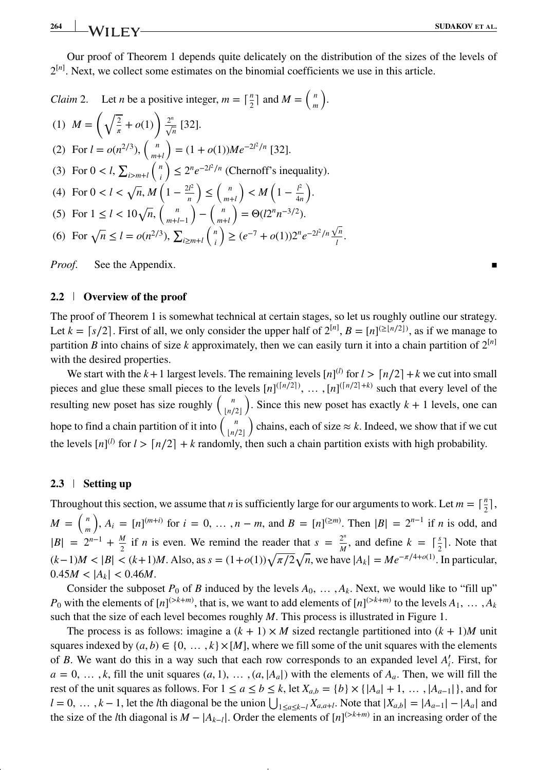Our proof of Theorem 1 depends quite delicately on the distribution of the sizes of the levels of $2^{[n]}$. Next, we collect some estimates on the binomial coefficients we use in this article.

*Claim* 2. Let $n$ be a positive integer, $m = \lceil \frac{n}{2} \rceil$ and $M = \binom{n}{m}$.

(1) $M = \left(\sqrt{\frac{2}{\pi}} + o(1)\right) \frac{2^n}{\sqrt{n}}$ [32].

(2) For $l = o(n^{2/3})$, $\binom{n}{m+l} = (1+o(1))Me^{-2l^2/n}$ [32].

(3) For $0 < l$, $\sum_{i>m+l} \binom{n}{i} \leq 2^n e^{-2l^2/n}$ (Chernoff's inequality).

(4) For $0 < l < \sqrt{n}$, $M\left(1 - \frac{2l^2}{n}\right) \leq \binom{n}{m+l} < M\left(1 - \frac{l^2}{4n}\right)$.

(5) For $1 \leq l < 10\sqrt{n}$, $\binom{n}{m+l-1} - \binom{n}{m+l} = \Theta(l2^n n^{-3/2})$.

(6) For $\sqrt{n} \leq l = o(n^{2/3})$, $\sum_{i \geq m+l} \binom{n}{i} \geq (e^{-7} + o(1))2^n e^{-2l^2/n} \frac{\sqrt{n}}{l}$.

*Proof.* See the Appendix. ∎

### 2.2 | Overview of the proof

The proof of Theorem 1 is somewhat technical at certain stages, so let us roughly outline our strategy. Let $k = \lceil s/2 \rceil$. First of all, we only consider the upper half of $2^{[n]}$, $B = [n]^{(\geq \lfloor n/2 \rfloor)}$, as if we manage to partition $B$ into chains of size $k$ approximately, then we can easily turn it into a chain partition of $2^{[n]}$ with the desired properties.

We start with the $k+1$ largest levels. The remaining levels $[n]^{(l)}$ for $l > \lceil n/2 \rceil + k$ we cut into small pieces and glue these small pieces to the levels $[n]^{(\lceil n/2 \rceil)}, \ldots, [n]^{(\lceil n/2 \rceil + k)}$ such that every level of the resulting new poset has size roughly $\binom{n}{\lfloor n/2 \rfloor}$. Since this new poset has exactly $k+1$ levels, one can hope to find a chain partition of it into $\binom{n}{\lfloor n/2 \rfloor}$ chains, each of size $\approx k$. Indeed, we show that if we cut the levels $[n]^{(l)}$ for $l > \lceil n/2 \rceil + k$ randomly, then such a chain partition exists with high probability.

### 2.3 | Setting up

Throughout this section, we assume that $n$ is sufficiently large for our arguments to work. Let $m = \lceil \frac{n}{2} \rceil$, $M = \binom{n}{m}$, $A_i = [n]^{(m+i)}$ for $i = 0, \ldots, n-m$, and $B = [n]^{(\geq m)}$. Then $|B| = 2^{n-1}$ if $n$ is odd, and $|B| = 2^{n-1} + \frac{M}{2}$ if $n$ is even. We remind the reader that $s = \frac{2^n}{M}$, and define $k = \lceil \frac{s}{2} \rceil$. Note that $(k-1)M < |B| < (k+1)M$. Also, as $s = (1+o(1))\sqrt{\pi/2}\sqrt{n}$, we have $|A_k| = Me^{-\pi/4+o(1)}$. In particular, $0.45M < |A_k| < 0.46M$.

Consider the subposet $P_0$ of $B$ induced by the levels $A_0, \ldots, A_k$. Next, we would like to "fill up" $P_0$ with the elements of $[n]^{(>k+m)}$, that is, we want to add elements of $[n]^{(>k+m)}$ to the levels $A_1, \ldots, A_k$ such that the size of each level becomes roughly $M$. This process is illustrated in Figure 1.

The process is as follows: imagine a $(k+1) \times M$ sized rectangle partitioned into $(k+1)M$ unit squares indexed by $(a, b) \in \{0, \ldots, k\} \times [M]$, where we fill some of the unit squares with the elements of $B$. We want do this in a way such that each row corresponds to an expanded level $A'_i$. First, for $a = 0, \ldots, k$, fill the unit squares $(a, 1), \ldots, (a, |A_a|)$ with the elements of $A_a$. Then, we will fill the rest of the unit squares as follows. For $1 \leq a \leq b \leq k$, let $X_{a,b} = \{b\} \times \{|A_a| + 1, \ldots, |A_{a-1}|\}$, and for $l = 0, \ldots, k-1$, let the $l$th diagonal be the union $\bigcup_{1 \leq a \leq k-l} X_{a,a+l}$. Note that $|X_{a,b}| = |A_{a-1}| - |A_a|$ and the size of the $l$th diagonal is $M - |A_{k-l}|$. Order the elements of $[n]^{(>k+m)}$ in an increasing order of the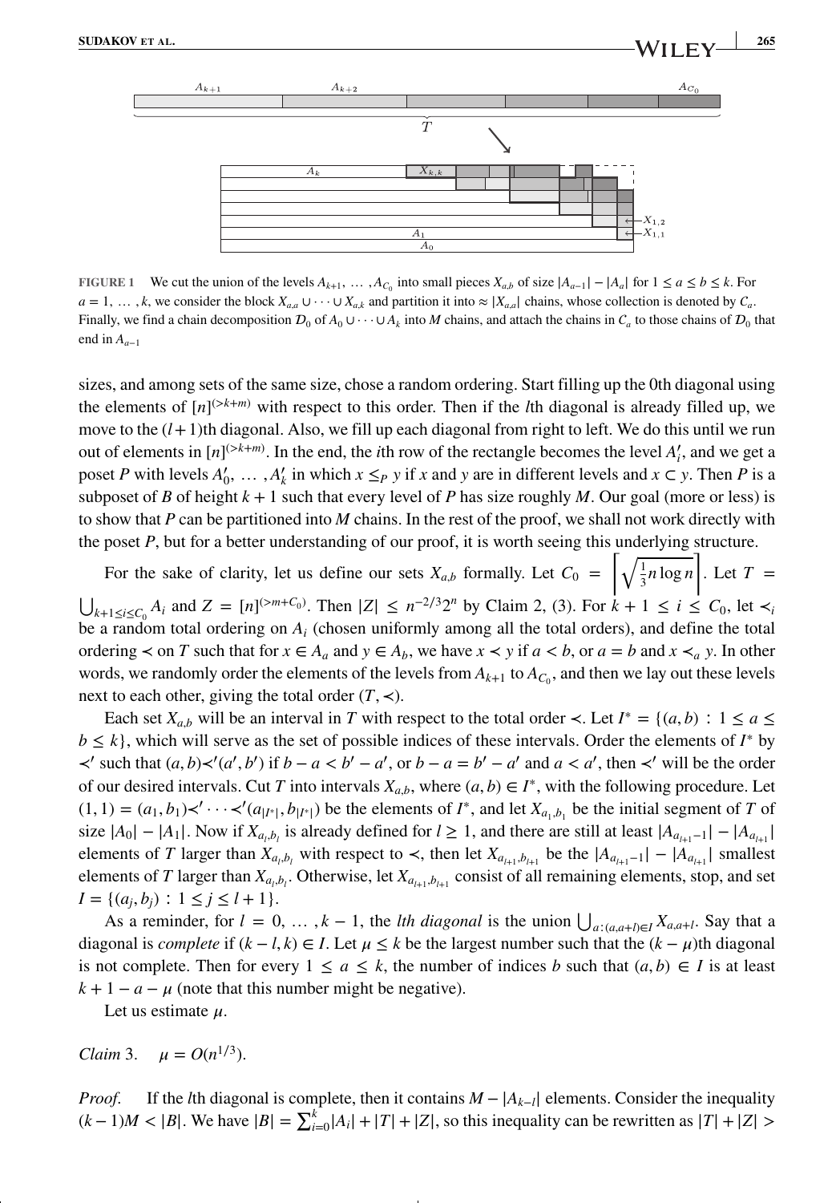FIGURE 1 We cut the union of the levels $A_{k+1}, \ldots, A_{C_0}$ into small pieces $X_{a,b}$ of size $|A_{a-1}| - |A_a|$ for $1 \le a \le b \le k$. For $a = 1, \ldots, k$, we consider the block $X_{a,a} \cup \cdots \cup X_{a,k}$ and partition it into $\approx |X_{a,a}|$ chains, whose collection is denoted by $\mathcal{C}_a$. Finally, we find a chain decomposition $\mathcal{D}_0$ of $A_0 \cup \cdots \cup A_k$ into $M$ chains, and attach the chains in $\mathcal{C}_a$ to those chains of $\mathcal{D}_0$ that end in $A_{a-1}$

sizes, and among sets of the same size, chose a random ordering. Start filling up the 0th diagonal using the elements of $[n]^{(>k+m)}$ with respect to this order. Then if the $l$th diagonal is already filled up, we move to the $(l+1)$th diagonal. Also, we fill up each diagonal from right to left. We do this until we run out of elements in $[n]^{(>k+m)}$. In the end, the $i$th row of the rectangle becomes the level $A'_i$, and we get a poset $P$ with levels $A'_0, \ldots, A'_k$ in which $x \le_P y$ if $x$ and $y$ are in different levels and $x \subset y$. Then $P$ is a subposet of $B$ of height $k+1$ such that every level of $P$ has size roughly $M$. Our goal (more or less) is to show that $P$ can be partitioned into $M$ chains. In the rest of the proof, we shall not work directly with the poset $P$, but for a better understanding of our proof, it is worth seeing this underlying structure.

For the sake of clarity, let us define our sets $X_{a,b}$ formally. Let $C_0 = \left\lceil \sqrt{\frac{1}{3} n \log n} \right\rceil$. Let $T = \bigcup_{k+1 \le i \le C_0} A_i$ and $Z = [n]^{(>m+C_0)}$. Then $|Z| \le n^{-2/3} 2^n$ by Claim 2, (3). For $k+1 \le i \le C_0$, let $\prec_i$ be a random total ordering on $A_i$ (chosen uniformly among all the total orders), and define the total ordering $\prec$ on $T$ such that for $x \in A_a$ and $y \in A_b$, we have $x \prec y$ if $a < b$, or $a = b$ and $x \prec_a y$. In other words, we randomly order the elements of the levels from $A_{k+1}$ to $A_{C_0}$, and then we lay out these levels next to each other, giving the total order $(T, \prec)$.

Each set $X_{a,b}$ will be an interval in $T$ with respect to the total order $\prec$. Let $I^* = \{(a,b) : 1 \le a \le b \le k\}$, which will serve as the set of possible indices of these intervals. Order the elements of $I^*$ by $\prec'$ such that $(a,b) \prec' (a',b')$ if $b - a < b' - a'$, or $b - a = b' - a'$ and $a < a'$, then $\prec'$ will be the order of our desired intervals. Cut $T$ into intervals $X_{a,b}$, where $(a,b) \in I^*$, with the following procedure. Let $(1,1) = (a_1, b_1) \prec' \cdots \prec' (a_{|I^*|}, b_{|I^*|})$ be the elements of $I^*$, and let $X_{a_1,b_1}$ be the initial segment of $T$ of size $|A_0| - |A_1|$. Now if $X_{a_l,b_l}$ is already defined for $l \ge 1$, and there are still at least $|A_{a_{l+1}-1}| - |A_{a_{l+1}}|$ elements of $T$ larger than $X_{a_l,b_l}$ with respect to $\prec$, then let $X_{a_{l+1},b_{l+1}}$ be the $|A_{a_{l+1}-1}| - |A_{a_{l+1}}|$ smallest elements of $T$ larger than $X_{a_l,b_l}$. Otherwise, let $X_{a_{l+1},b_{l+1}}$ consist of all remaining elements, stop, and set $I = \{(a_j, b_j) : 1 \le j \le l+1\}$.

As a reminder, for $l = 0, \ldots, k-1$, the *lth diagonal* is the union $\bigcup_{a:(a,a+l) \in I} X_{a,a+l}$. Say that a diagonal is *complete* if $(k-l, k) \in I$. Let $\mu \le k$ be the largest number such that the $(k-\mu)$th diagonal is not complete. Then for every $1 \le a \le k$, the number of indices $b$ such that $(a,b) \in I$ is at least $k+1-a-\mu$ (note that this number might be negative).

Let us estimate $\mu$.

*Claim* 3. $\mu = O(n^{1/3})$.

*Proof.* If the $l$th diagonal is complete, then it contains $M - |A_{k-l}|$ elements. Consider the inequality $(k-1)M < |B|$. We have $|B| = \sum_{i=0}^{k} |A_i| + |T| + |Z|$, so this inequality can be rewritten as $|T| + |Z| >$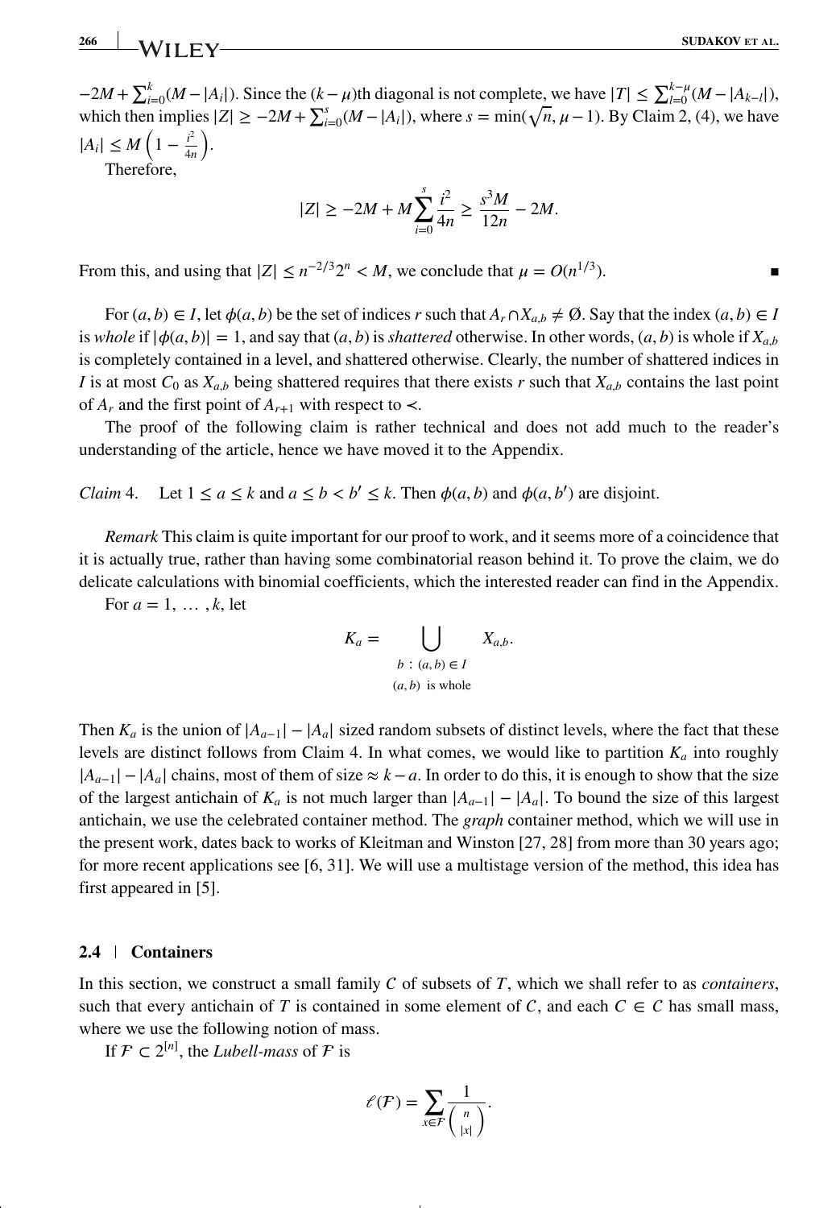$-2M + \sum_{i=0}^{k}(M - |A_i|)$. Since the $(k-\mu)$th diagonal is not complete, we have $|T| \leq \sum_{l=0}^{k-\mu}(M - |A_{k-l}|)$, which then implies $|Z| \geq -2M + \sum_{i=0}^{s}(M - |A_i|)$, where $s = \min(\sqrt{n}, \mu - 1)$. By Claim 2, (4), we have $|A_i| \leq M\left(1 - \frac{i^2}{4n}\right)$.

Therefore,

$$|Z| \geq -2M + M\sum_{i=0}^{s}\frac{i^2}{4n} \geq \frac{s^3 M}{12n} - 2M.$$

From this, and using that $|Z| \leq n^{-2/3}2^n < M$, we conclude that $\mu = O(n^{1/3})$. ■

For $(a, b) \in I$, let $\phi(a, b)$ be the set of indices $r$ such that $A_r \cap X_{a,b} \neq \emptyset$. Say that the index $(a, b) \in I$ is *whole* if $|\phi(a, b)| = 1$, and say that $(a, b)$ is *shattered* otherwise. In other words, $(a, b)$ is whole if $X_{a,b}$ is completely contained in a level, and shattered otherwise. Clearly, the number of shattered indices in $I$ is at most $C_0$ as $X_{a,b}$ being shattered requires that there exists $r$ such that $X_{a,b}$ contains the last point of $A_r$ and the first point of $A_{r+1}$ with respect to $\prec$.

The proof of the following claim is rather technical and does not add much to the reader's understanding of the article, hence we have moved it to the Appendix.

*Claim* 4. Let $1 \leq a \leq k$ and $a \leq b < b' \leq k$. Then $\phi(a, b)$ and $\phi(a, b')$ are disjoint.

*Remark* This claim is quite important for our proof to work, and it seems more of a coincidence that it is actually true, rather than having some combinatorial reason behind it. To prove the claim, we do delicate calculations with binomial coefficients, which the interested reader can find in the Appendix.

For $a = 1, \ldots, k$, let

$$K_a = \bigcup_{\substack{b\,:\,(a,b) \in I \\ (a,b) \text{ is whole}}} X_{a,b}.$$

Then $K_a$ is the union of $|A_{a-1}| - |A_a|$ sized random subsets of distinct levels, where the fact that these levels are distinct follows from Claim 4. In what comes, we would like to partition $K_a$ into roughly $|A_{a-1}| - |A_a|$ chains, most of them of size $\approx k - a$. In order to do this, it is enough to show that the size of the largest antichain of $K_a$ is not much larger than $|A_{a-1}| - |A_a|$. To bound the size of this largest antichain, we use the celebrated container method. The *graph* container method, which we will use in the present work, dates back to works of Kleitman and Winston [27, 28] from more than 30 years ago; for more recent applications see [6, 31]. We will use a multistage version of the method, this idea has first appeared in [5].

### 2.4 | Containers

In this section, we construct a small family $\mathcal{C}$ of subsets of $T$, which we shall refer to as *containers*, such that every antichain of $T$ is contained in some element of $\mathcal{C}$, and each $C \in \mathcal{C}$ has small mass, where we use the following notion of mass.

If $\mathcal{F} \subset 2^{[n]}$, the *Lubell-mass* of $\mathcal{F}$ is

$$\ell(\mathcal{F}) = \sum_{x \in \mathcal{F}} \frac{1}{\binom{n}{|x|}}.$$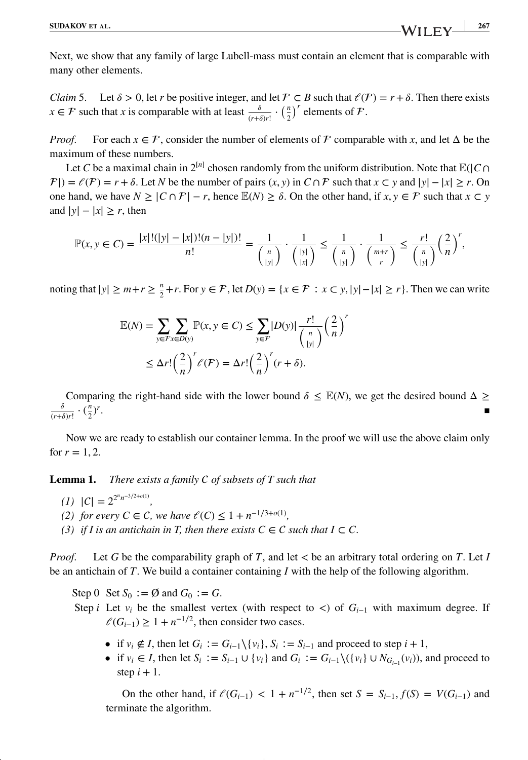Next, we show that any family of large Lubell-mass must contain an element that is comparable with many other elements.

*Claim* 5. Let $\delta > 0$, let $r$ be positive integer, and let $\mathcal{F} \subset B$ such that $\ell(\mathcal{F}) = r + \delta$. Then there exists $x \in \mathcal{F}$ such that $x$ is comparable with at least $\frac{\delta}{(r+\delta)r!} \cdot \left(\frac{n}{2}\right)^r$ elements of $\mathcal{F}$.

*Proof.* For each $x \in \mathcal{F}$, consider the number of elements of $\mathcal{F}$ comparable with $x$, and let $\Delta$ be the maximum of these numbers.

Let $C$ be a maximal chain in $2^{[n]}$ chosen randomly from the uniform distribution. Note that $\mathbb{E}(|C \cap \mathcal{F}|) = \ell(\mathcal{F}) = r + \delta$. Let $N$ be the number of pairs $(x, y)$ in $C \cap \mathcal{F}$ such that $x \subset y$ and $|y| - |x| \geq r$. On one hand, we have $N \geq |C \cap \mathcal{F}| - r$, hence $\mathbb{E}(N) \geq \delta$. On the other hand, if $x, y \in \mathcal{F}$ such that $x \subset y$ and $|y| - |x| \geq r$, then

$$\mathbb{P}(x, y \in C) = \frac{|x|!(|y|-|x|)!(n-|y|)!}{n!} = \frac{1}{\binom{n}{|y|}} \cdot \frac{1}{\binom{|y|}{|x|}} \leq \frac{1}{\binom{n}{|y|}} \cdot \frac{1}{\binom{m+r}{r}} \leq \frac{r!}{\binom{n}{|y|}} \left(\frac{2}{n}\right)^r,$$

noting that $|y| \geq m + r \geq \frac{n}{2} + r$. For $y \in \mathcal{F}$, let $D(y) = \{x \in \mathcal{F} : x \subset y, |y| - |x| \geq r\}$. Then we can write

$$\begin{aligned}\mathbb{E}(N) &= \sum_{y \in \mathcal{F}} \sum_{x \in D(y)} \mathbb{P}(x, y \in C) \leq \sum_{y \in \mathcal{F}} |D(y)| \frac{r!}{\binom{n}{|y|}} \left(\frac{2}{n}\right)^r \\ &\leq \Delta r! \left(\frac{2}{n}\right)^r \ell(\mathcal{F}) = \Delta r! \left(\frac{2}{n}\right)^r (r + \delta).\end{aligned}$$

Comparing the right-hand side with the lower bound $\delta \leq \mathbb{E}(N)$, we get the desired bound $\Delta \geq \frac{\delta}{(r+\delta)r!} \cdot \left(\frac{n}{2}\right)^r$. ∎

Now we are ready to establish our container lemma. In the proof we will use the above claim only for $r = 1, 2$.

**Lemma 1.** *There exists a family $\mathcal{C}$ of subsets of $T$ such that*

*(1)* $|\mathcal{C}| = 2^{2^n n^{-3/2+o(1)}}$,

*(2) for every $C \in \mathcal{C}$, we have $\ell(C) \leq 1 + n^{-1/3+o(1)}$,*

*(3) if $I$ is an antichain in $T$, then there exists $C \in \mathcal{C}$ such that $I \subset C$.*

*Proof.* Let $G$ be the comparability graph of $T$, and let $<$ be an arbitrary total ordering on $T$. Let $I$ be an antichain of $T$. We build a container containing $I$ with the help of the following algorithm.

Step 0 Set $S_0 := \emptyset$ and $G_0 := G$.

Step $i$ Let $v_i$ be the smallest vertex (with respect to $<$) of $G_{i-1}$ with maximum degree. If $\ell(G_{i-1}) \geq 1 + n^{-1/2}$, then consider two cases.

- if $v_i \notin I$, then let $G_i := G_{i-1} \setminus \{v_i\}$, $S_i := S_{i-1}$ and proceed to step $i + 1$,
- if $v_i \in I$, then let $S_i := S_{i-1} \cup \{v_i\}$ and $G_i := G_{i-1} \setminus (\{v_i\} \cup N_{G_{i-1}}(v_i))$, and proceed to step $i + 1$.

On the other hand, if $\ell(G_{i-1}) < 1 + n^{-1/2}$, then set $S = S_{i-1}$, $f(S) = V(G_{i-1})$ and terminate the algorithm.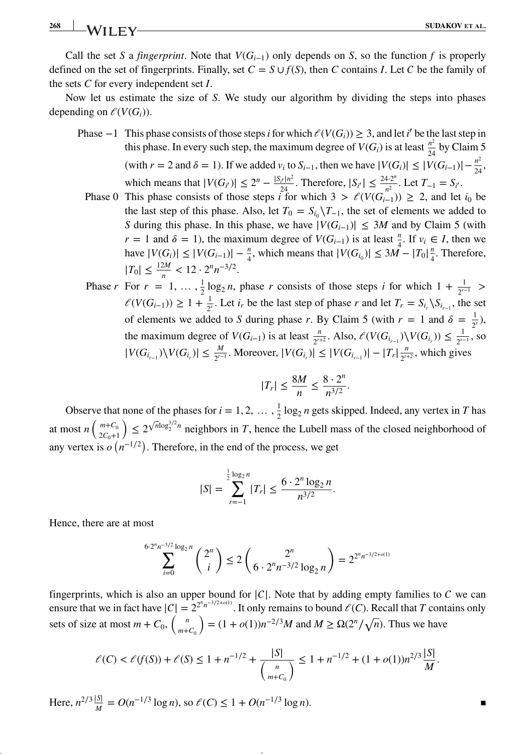Call the set $S$ a *fingerprint*. Note that $V(G_{i-1})$ only depends on $S$, so the function $f$ is properly defined on the set of fingerprints. Finally, set $C = S \cup f(S)$, then $C$ contains $I$. Let $\mathcal{C}$ be the family of the sets $C$ for every independent set $I$.

Now let us estimate the size of $S$. We study our algorithm by dividing the steps into phases depending on $\ell(V(G_i))$.

Phase $-1$ This phase consists of those steps $i$ for which $\ell(V(G_i)) \geq 3$, and let $i'$ be the last step in this phase. In every such step, the maximum degree of $V(G_i)$ is at least $\frac{n^2}{24}$ by Claim 5 (with $r = 2$ and $\delta = 1$). If we added $v_i$ to $S_{i-1}$, then we have $|V(G_i)| \leq |V(G_{i-1})| - \frac{n^2}{24}$, which means that $|V(G_{i'})| \leq 2^n - \frac{|S_{i'}|n^2}{24}$. Therefore, $|S_{i'}| \leq \frac{24 \cdot 2^n}{n^2}$. Let $T_{-1} = S_{i'}$.

Phase 0 This phase consists of those steps $i$ for which $3 > \ell(V(G_{i-1})) \geq 2$, and let $i_0$ be the last step of this phase. Also, let $T_0 = S_{i_0} \backslash T_{-1}$, the set of elements we added to $S$ during this phase. In this phase, we have $|V(G_{i-1})| \leq 3M$ and by Claim 5 (with $r = 1$ and $\delta = 1$), the maximum degree of $V(G_{i-1})$ is at least $\frac{n}{4}$. If $v_i \in I$, then we have $|V(G_i)| \leq |V(G_{i-1})| - \frac{n}{4}$, which means that $|V(G_{i_0})| \leq 3M - |T_0|\frac{n}{4}$. Therefore, $|T_0| \leq \frac{12M}{n} < 12 \cdot 2^n n^{-3/2}$.

Phase $r$ For $r = 1, \dots, \frac{1}{2}\log_2 n$, phase $r$ consists of those steps $i$ for which $1 + \frac{1}{2^{r-1}} > \ell(V(G_{i-1})) \geq 1 + \frac{1}{2^r}$. Let $i_r$ be the last step of phase $r$ and let $T_r = S_{i_r} \backslash S_{i_{r-1}}$, the set of elements we added to $S$ during phase $r$. By Claim 5 (with $r = 1$ and $\delta = \frac{1}{2^r}$), the maximum degree of $V(G_{i-1})$ is at least $\frac{n}{2^{r+2}}$. Also, $\ell(V(G_{i_{r-1}}) \backslash V(G_{i_r})) \leq \frac{1}{2^{r-1}}$, so $|V(G_{i_{r-1}}) \backslash V(G_{i_r})| \leq \frac{M}{2^{r-1}}$. Moreover, $|V(G_{i_r})| \leq |V(G_{i_{r-1}})| - |T_r|\frac{n}{2^{r+2}}$, which gives

$$|T_r| \leq \frac{8M}{n} \leq \frac{8 \cdot 2^n}{n^{3/2}}.$$

Observe that none of the phases for $i = 1, 2, \dots, \frac{1}{2}\log_2 n$ gets skipped. Indeed, any vertex in $T$ has at most $n\binom{m+C_0}{2C_0+1} \leq 2^{\sqrt{n}\log_2^{3/2} n}$ neighbors in $T$, hence the Lubell mass of the closed neighborhood of any vertex is $o\left(n^{-1/2}\right)$. Therefore, in the end of the process, we get

$$|S| = \sum_{r=-1}^{\frac{1}{2}\log_2 n} |T_r| \leq \frac{6 \cdot 2^n \log_2 n}{n^{3/2}}.$$

Hence, there are at most

$$\sum_{i=0}^{6 \cdot 2^n n^{-3/2}\log_2 n} \binom{2^n}{i} \leq 2\binom{2^n}{6 \cdot 2^n n^{-3/2}\log_2 n} = 2^{2^n n^{-3/2+o(1)}}$$

fingerprints, which is also an upper bound for $|\mathcal{C}|$. Note that by adding empty families to $\mathcal{C}$ we can ensure that we in fact have $|\mathcal{C}| = 2^{2^n n^{-3/2+o(1)}}$. It only remains to bound $\ell(C)$. Recall that $T$ contains only sets of size at most $m + C_0$, $\binom{n}{m+C_0} = (1 + o(1))n^{-2/3}M$ and $M \geq \Omega(2^n/\sqrt{n})$. Thus we have

$$\ell(C) < \ell(f(S)) + \ell(S) \leq 1 + n^{-1/2} + \frac{|S|}{\binom{n}{m+C_0}} \leq 1 + n^{-1/2} + (1 + o(1))n^{2/3}\frac{|S|}{M}.$$

Here, $n^{2/3}\frac{|S|}{M} = O(n^{-1/3}\log n)$, so $\ell(C) \leq 1 + O(n^{-1/3}\log n)$. ∎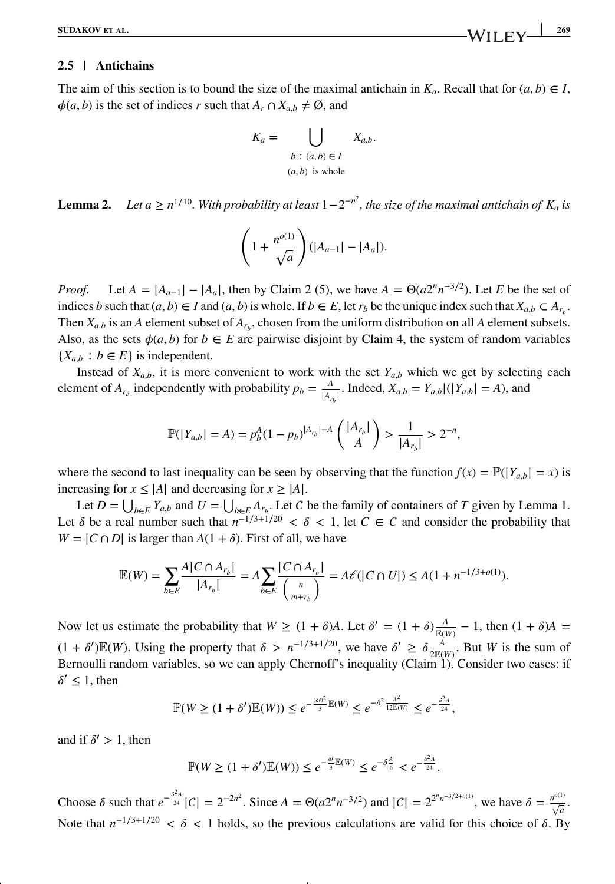### 2.5 | Antichains

The aim of this section is to bound the size of the maximal antichain in $K_a$. Recall that for $(a, b) \in I$, $\phi(a, b)$ is the set of indices $r$ such that $A_r \cap X_{a,b} \neq \emptyset$, and

$$K_a = \bigcup_{\substack{b\,:\,(a,b)\in I \\ (a,b) \text{ is whole}}} X_{a,b}.$$

**Lemma 2.** *Let $a \geq n^{1/10}$. With probability at least $1 - 2^{-n^2}$, the size of the maximal antichain of $K_a$ is*

$$\left(1 + \frac{n^{o(1)}}{\sqrt{a}}\right)(|A_{a-1}| - |A_a|).$$

*Proof.* Let $A = |A_{a-1}| - |A_a|$, then by Claim 2 (5), we have $A = \Theta(a2^n n^{-3/2})$. Let $E$ be the set of indices $b$ such that $(a, b) \in I$ and $(a, b)$ is whole. If $b \in E$, let $r_b$ be the unique index such that $X_{a,b} \subset A_{r_b}$. Then $X_{a,b}$ is an $A$ element subset of $A_{r_b}$, chosen from the uniform distribution on all $A$ element subsets. Also, as the sets $\phi(a, b)$ for $b \in E$ are pairwise disjoint by Claim 4, the system of random variables $\{X_{a,b} : b \in E\}$ is independent.

Instead of $X_{a,b}$, it is more convenient to work with the set $Y_{a,b}$ which we get by selecting each element of $A_{r_b}$ independently with probability $p_b = \frac{A}{|A_{r_b}|}$. Indeed, $X_{a,b} = Y_{a,b}|(|Y_{a,b}| = A)$, and

$$\mathbb{P}(|Y_{a,b}| = A) = p_b^A(1 - p_b)^{|A_{r_b}| - A}\binom{|A_{r_b}|}{A} > \frac{1}{|A_{r_b}|} > 2^{-n},$$

where the second to last inequality can be seen by observing that the function $f(x) = \mathbb{P}(|Y_{a,b}| = x)$ is increasing for $x \leq |A|$ and decreasing for $x \geq |A|$.

Let $D = \bigcup_{b\in E} Y_{a,b}$ and $U = \bigcup_{b\in E} A_{r_b}$. Let $C$ be the family of containers of $T$ given by Lemma 1. Let $\delta$ be a real number such that $n^{-1/3+1/20} < \delta < 1$, let $C \in C$ and consider the probability that $W = |C \cap D|$ is larger than $A(1 + \delta)$. First of all, we have

$$\mathbb{E}(W) = \sum_{b\in E} \frac{A|C \cap A_{r_b}|}{|A_{r_b}|} = A \sum_{b\in E} \frac{|C \cap A_{r_b}|}{\binom{n}{m+r_b}} = A\ell(|C \cap U|) \leq A(1 + n^{-1/3+o(1)}).$$

Now let us estimate the probability that $W \geq (1 + \delta)A$. Let $\delta' = (1 + \delta)\frac{A}{\mathbb{E}(W)} - 1$, then $(1 + \delta)A = (1 + \delta')\mathbb{E}(W)$. Using the property that $\delta > n^{-1/3+1/20}$, we have $\delta' \geq \delta\frac{A}{2\mathbb{E}(W)}$. But $W$ is the sum of Bernoulli random variables, so we can apply Chernoff's inequality (Claim 1). Consider two cases: if $\delta' \leq 1$, then

$$\mathbb{P}(W \geq (1 + \delta')\mathbb{E}(W)) \leq e^{-\frac{(\delta')^2}{3}\mathbb{E}(W)} \leq e^{-\delta^2\frac{A^2}{12\mathbb{E}(W)}} \leq e^{-\frac{\delta^2 A}{24}},$$

and if $\delta' > 1$, then

$$\mathbb{P}(W \geq (1 + \delta')\mathbb{E}(W)) \leq e^{-\frac{\delta'}{3}\mathbb{E}(W)} \leq e^{-\delta\frac{A}{6}} < e^{-\frac{\delta^2 A}{24}}.$$

Choose $\delta$ such that $e^{-\frac{\delta^2 A}{24}}|C| = 2^{-2n^2}$. Since $A = \Theta(a2^n n^{-3/2})$ and $|C| = 2^{2^n n^{-3/2+o(1)}}$, we have $\delta = \frac{n^{o(1)}}{\sqrt{a}}$. Note that $n^{-1/3+1/20} < \delta < 1$ holds, so the previous calculations are valid for this choice of $\delta$. By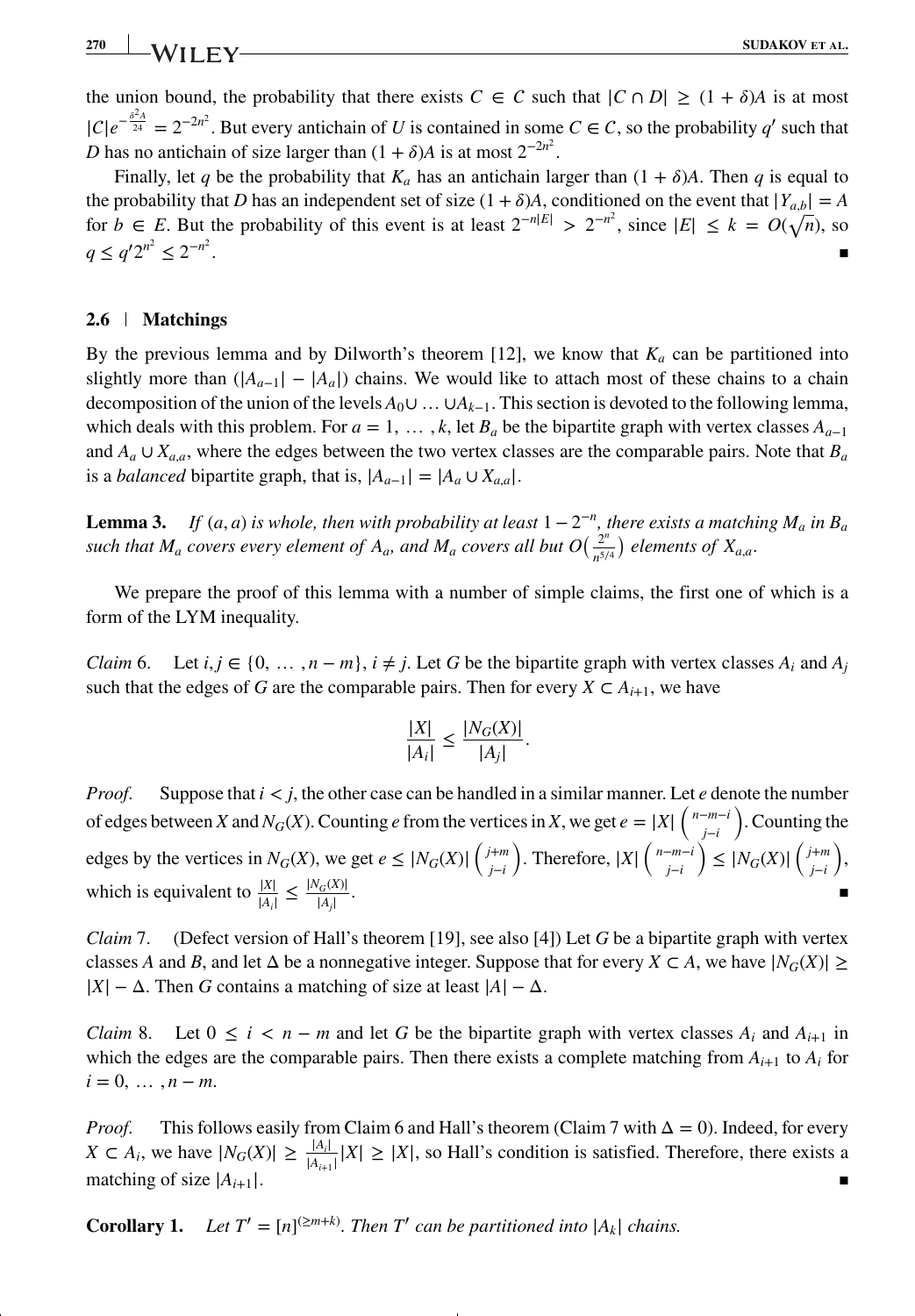the union bound, the probability that there exists $C \in \mathcal{C}$ such that $|C \cap D| \geq (1+\delta)A$ is at most $|\mathcal{C}|e^{-\frac{\delta^2 A}{24}} = 2^{-2n^2}$. But every antichain of $U$ is contained in some $C \in \mathcal{C}$, so the probability $q'$ such that $D$ has no antichain of size larger than $(1+\delta)A$ is at most $2^{-2n^2}$.

Finally, let $q$ be the probability that $K_a$ has an antichain larger than $(1+\delta)A$. Then $q$ is equal to the probability that $D$ has an independent set of size $(1+\delta)A$, conditioned on the event that $|Y_{a,b}| = A$ for $b \in E$. But the probability of this event is at least $2^{-n|E|} > 2^{-n^2}$, since $|E| \leq k = O(\sqrt{n})$, so $q \leq q' 2^{n^2} \leq 2^{-n^2}$. ∎

### 2.6 | Matchings

By the previous lemma and by Dilworth's theorem [12], we know that $K_a$ can be partitioned into slightly more than $(|A_{a-1}| - |A_a|)$ chains. We would like to attach most of these chains to a chain decomposition of the union of the levels $A_0 \cup \ldots \cup A_{k-1}$. This section is devoted to the following lemma, which deals with this problem. For $a = 1, \ldots, k$, let $B_a$ be the bipartite graph with vertex classes $A_{a-1}$ and $A_a \cup X_{a,a}$, where the edges between the two vertex classes are the comparable pairs. Note that $B_a$ is a *balanced* bipartite graph, that is, $|A_{a-1}| = |A_a \cup X_{a,a}|$.

**Lemma 3.** *If $(a, a)$ is whole, then with probability at least $1 - 2^{-n}$, there exists a matching $M_a$ in $B_a$ such that $M_a$ covers every element of $A_a$, and $M_a$ covers all but $O\left(\frac{2^n}{n^{5/4}}\right)$ elements of $X_{a,a}$.*

We prepare the proof of this lemma with a number of simple claims, the first one of which is a form of the LYM inequality.

*Claim* 6. Let $i, j \in \{0, \ldots, n-m\}$, $i \neq j$. Let $G$ be the bipartite graph with vertex classes $A_i$ and $A_j$ such that the edges of $G$ are the comparable pairs. Then for every $X \subset A_{i+1}$, we have

$$\frac{|X|}{|A_i|} \leq \frac{|N_G(X)|}{|A_j|}.$$

*Proof.* Suppose that $i < j$, the other case can be handled in a similar manner. Let $e$ denote the number of edges between $X$ and $N_G(X)$. Counting $e$ from the vertices in $X$, we get $e = |X|\binom{n-m-i}{j-i}$. Counting the edges by the vertices in $N_G(X)$, we get $e \leq |N_G(X)|\binom{j+m}{j-i}$. Therefore, $|X|\binom{n-m-i}{j-i} \leq |N_G(X)|\binom{j+m}{j-i}$, which is equivalent to $\frac{|X|}{|A_i|} \leq \frac{|N_G(X)|}{|A_j|}$. ∎

*Claim* 7. (Defect version of Hall's theorem [19], see also [4]) Let $G$ be a bipartite graph with vertex classes $A$ and $B$, and let $\Delta$ be a nonnegative integer. Suppose that for every $X \subset A$, we have $|N_G(X)| \geq |X| - \Delta$. Then $G$ contains a matching of size at least $|A| - \Delta$.

*Claim* 8. Let $0 \leq i < n - m$ and let $G$ be the bipartite graph with vertex classes $A_i$ and $A_{i+1}$ in which the edges are the comparable pairs. Then there exists a complete matching from $A_{i+1}$ to $A_i$ for $i = 0, \ldots, n-m$.

*Proof.* This follows easily from Claim 6 and Hall's theorem (Claim 7 with $\Delta = 0$). Indeed, for every $X \subset A_i$, we have $|N_G(X)| \geq \frac{|A_i|}{|A_{i+1}|}|X| \geq |X|$, so Hall's condition is satisfied. Therefore, there exists a matching of size $|A_{i+1}|$. ∎

**Corollary 1.** *Let $T' = [n]^{(\geq m+k)}$. Then $T'$ can be partitioned into $|A_k|$ chains.*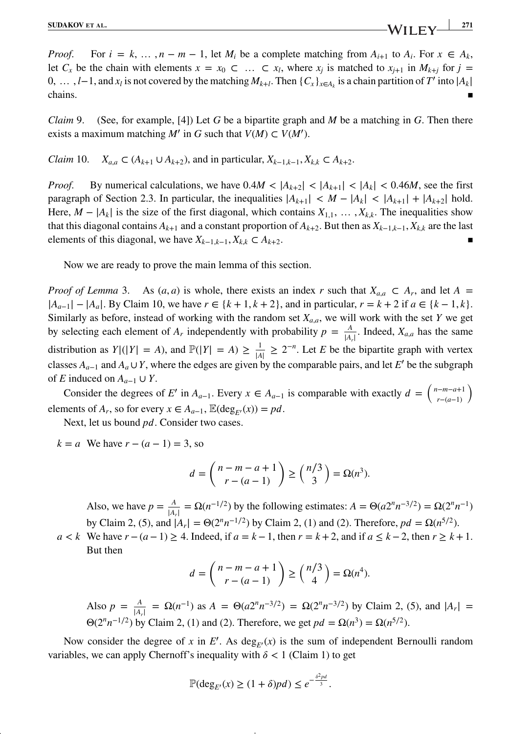*Proof.* For $i = k, \ldots, n-m-1$, let $M_i$ be a complete matching from $A_{i+1}$ to $A_i$. For $x \in A_k$, let $C_x$ be the chain with elements $x = x_0 \subset \ldots \subset x_l$, where $x_j$ is matched to $x_{j+1}$ in $M_{k+j}$ for $j = 0, \ldots, l-1$, and $x_l$ is not covered by the matching $M_{k+l}$. Then $\{C_x\}_{x \in A_k}$ is a chain partition of $T'$ into $|A_k|$ chains. ∎

*Claim* 9. (See, for example, [4]) Let $G$ be a bipartite graph and $M$ be a matching in $G$. Then there exists a maximum matching $M'$ in $G$ such that $V(M) \subset V(M')$.

*Claim* 10. $X_{a,a} \subset (A_{k+1} \cup A_{k+2})$, and in particular, $X_{k-1,k-1}, X_{k,k} \subset A_{k+2}$.

*Proof.* By numerical calculations, we have $0.4M < |A_{k+2}| < |A_{k+1}| < |A_k| < 0.46M$, see the first paragraph of Section 2.3. In particular, the inequalities $|A_{k+1}| < M - |A_k| < |A_{k+1}| + |A_{k+2}|$ hold. Here, $M - |A_k|$ is the size of the first diagonal, which contains $X_{1,1}, \ldots, X_{k,k}$. The inequalities show that this diagonal contains $A_{k+1}$ and a constant proportion of $A_{k+2}$. But then as $X_{k-1,k-1}, X_{k,k}$ are the last elements of this diagonal, we have $X_{k-1,k-1}, X_{k,k} \subset A_{k+2}$. ∎

Now we are ready to prove the main lemma of this section.

*Proof of Lemma* 3. As $(a, a)$ is whole, there exists an index $r$ such that $X_{a,a} \subset A_r$, and let $A = |A_{a-1}| - |A_a|$. By Claim 10, we have $r \in \{k+1, k+2\}$, and in particular, $r = k+2$ if $a \in \{k-1, k\}$. Similarly as before, instead of working with the random set $X_{a,a}$, we will work with the set $Y$ we get by selecting each element of $A_r$ independently with probability $p = \frac{A}{|A_r|}$. Indeed, $X_{a,a}$ has the same distribution as $Y|(|Y| = A)$, and $\mathbb{P}(|Y| = A) \geq \frac{1}{|A|} \geq 2^{-n}$. Let $E$ be the bipartite graph with vertex classes $A_{a-1}$ and $A_a \cup Y$, where the edges are given by the comparable pairs, and let $E'$ be the subgraph of $E$ induced on $A_{a-1} \cup Y$.

Consider the degrees of $E'$ in $A_{a-1}$. Every $x \in A_{a-1}$ is comparable with exactly $d = \binom{n-m-a+1}{r-(a-1)}$ elements of $A_r$, so for every $x \in A_{a-1}$, $\mathbb{E}(\deg_{E'}(x)) = pd$.

Next, let us bound $pd$. Consider two cases.

$k = a$ We have $r - (a-1) = 3$, so

$$d = \binom{n-m-a+1}{r-(a-1)} \geq \binom{n/3}{3} = \Omega(n^3).$$

Also, we have $p = \frac{A}{|A_r|} = \Omega(n^{-1/2})$ by the following estimates: $A = \Theta(a2^n n^{-3/2}) = \Omega(2^n n^{-1})$ by Claim 2, (5), and $|A_r| = \Theta(2^n n^{-1/2})$ by Claim 2, (1) and (2). Therefore, $pd = \Omega(n^{5/2})$.

$a < k$ We have $r - (a-1) \geq 4$. Indeed, if $a = k-1$, then $r = k+2$, and if $a \leq k-2$, then $r \geq k+1$. But then

$$d = \binom{n-m-a+1}{r-(a-1)} \geq \binom{n/3}{4} = \Omega(n^4).$$

Also $p = \frac{A}{|A_r|} = \Omega(n^{-1})$ as $A = \Theta(a2^n n^{-3/2}) = \Omega(2^n n^{-3/2})$ by Claim 2, (5), and $|A_r| = \Theta(2^n n^{-1/2})$ by Claim 2, (1) and (2). Therefore, we get $pd = \Omega(n^3) = \Omega(n^{5/2})$.

Now consider the degree of $x$ in $E'$. As $\deg_{E'}(x)$ is the sum of independent Bernoulli random variables, we can apply Chernoff's inequality with $\delta < 1$ (Claim 1) to get

$$\mathbb{P}(\deg_{E'}(x) \geq (1+\delta)pd) \leq e^{-\frac{\delta^2 pd}{3}}.$$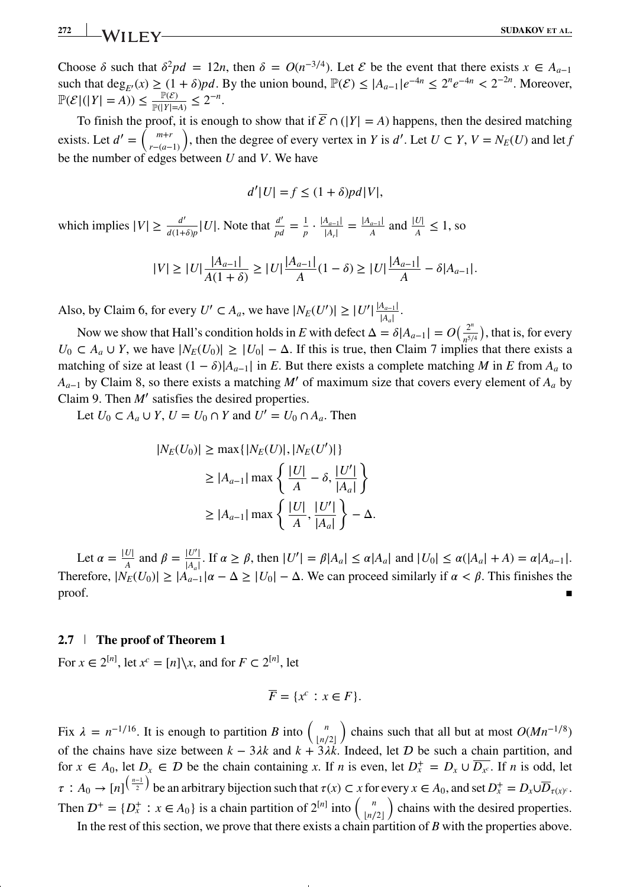Choose $\delta$ such that $\delta^2 pd = 12n$, then $\delta = O(n^{-3/4})$. Let $\mathcal{E}$ be the event that there exists $x \in A_{a-1}$ such that $\deg_{E'}(x) \geq (1+\delta)pd$. By the union bound, $\mathbb{P}(\mathcal{E}) \leq |A_{a-1}|e^{-4n} \leq 2^n e^{-4n} < 2^{-2n}$. Moreover, $\mathbb{P}(\mathcal{E}|(|Y| = A)) \leq \frac{\mathbb{P}(\mathcal{E})}{\mathbb{P}(|Y|=A)} \leq 2^{-n}$.

To finish the proof, it is enough to show that if $\overline{\mathcal{E}} \cap (|Y| = A)$ happens, then the desired matching exists. Let $d' = \binom{m+r}{r-(a-1)}$, then the degree of every vertex in $Y$ is $d'$. Let $U \subset Y$, $V = N_E(U)$ and let $f$ be the number of edges between $U$ and $V$. We have

$$d'|U| = f \leq (1+\delta)pd|V|,$$

which implies $|V| \geq \frac{d'}{d(1+\delta)p}|U|$. Note that $\frac{d'}{pd} = \frac{1}{p} \cdot \frac{|A_{a-1}|}{|A_r|} = \frac{|A_{a-1}|}{A}$ and $\frac{|U|}{A} \leq 1$, so

$$|V| \geq |U|\frac{|A_{a-1}|}{A(1+\delta)} \geq |U|\frac{|A_{a-1}|}{A}(1-\delta) \geq |U|\frac{|A_{a-1}|}{A} - \delta|A_{a-1}|.$$

Also, by Claim 6, for every $U' \subset A_a$, we have $|N_E(U')| \geq |U'|\frac{|A_{a-1}|}{|A_a|}$.

Now we show that Hall's condition holds in $E$ with defect $\Delta = \delta|A_{a-1}| = O\left(\frac{2^n}{n^{5/4}}\right)$, that is, for every $U_0 \subset A_a \cup Y$, we have $|N_E(U_0)| \geq |U_0| - \Delta$. If this is true, then Claim 7 implies that there exists a matching of size at least $(1-\delta)|A_{a-1}|$ in $E$. But there exists a complete matching $M$ in $E$ from $A_a$ to $A_{a-1}$ by Claim 8, so there exists a matching $M'$ of maximum size that covers every element of $A_a$ by Claim 9. Then $M'$ satisfies the desired properties.

Let $U_0 \subset A_a \cup Y$, $U = U_0 \cap Y$ and $U' = U_0 \cap A_a$. Then

$$\begin{aligned}
|N_E(U_0)| &\geq \max\{|N_E(U)|, |N_E(U')|\} \\
&\geq |A_{a-1}| \max\left\{\frac{|U|}{A} - \delta, \frac{|U'|}{|A_a|}\right\} \\
&\geq |A_{a-1}| \max\left\{\frac{|U|}{A}, \frac{|U'|}{|A_a|}\right\} - \Delta.
\end{aligned}$$

Let $\alpha = \frac{|U|}{A}$ and $\beta = \frac{|U'|}{|A_a|}$. If $\alpha \geq \beta$, then $|U'| = \beta|A_a| \leq \alpha|A_a|$ and $|U_0| \leq \alpha(|A_a| + A) = \alpha|A_{a-1}|$. Therefore, $|N_E(U_0)| \geq |A_{a-1}|\alpha - \Delta \geq |U_0| - \Delta$. We can proceed similarly if $\alpha < \beta$. This finishes the proof. ∎

### 2.7 | The proof of Theorem 1

For $x \in 2^{[n]}$, let $x^c = [n]\backslash x$, and for $F \subset 2^{[n]}$, let

$$\overline{F} = \{x^c : x \in F\}.$$

Fix $\lambda = n^{-1/16}$. It is enough to partition $B$ into $\binom{n}{\lfloor n/2 \rfloor}$ chains such that all but at most $O(Mn^{-1/8})$ of the chains have size between $k - 3\lambda k$ and $k + 3\lambda k$. Indeed, let $\mathcal{D}$ be such a chain partition, and for $x \in A_0$, let $D_x \in \mathcal{D}$ be the chain containing $x$. If $n$ is even, let $D_x^+ = D_x \cup \overline{D_{x^c}}$. If $n$ is odd, let $\tau : A_0 \to [n]^{\left(\frac{n-1}{2}\right)}$ be an arbitrary bijection such that $\tau(x) \subset x$ for every $x \in A_0$, and set $D_x^+ = D_x \cup \overline{D}_{\tau(x)^c}$. Then $\mathcal{D}^+ = \{D_x^+ : x \in A_0\}$ is a chain partition of $2^{[n]}$ into $\binom{n}{\lfloor n/2 \rfloor}$ chains with the desired properties.

In the rest of this section, we prove that there exists a chain partition of $B$ with the properties above.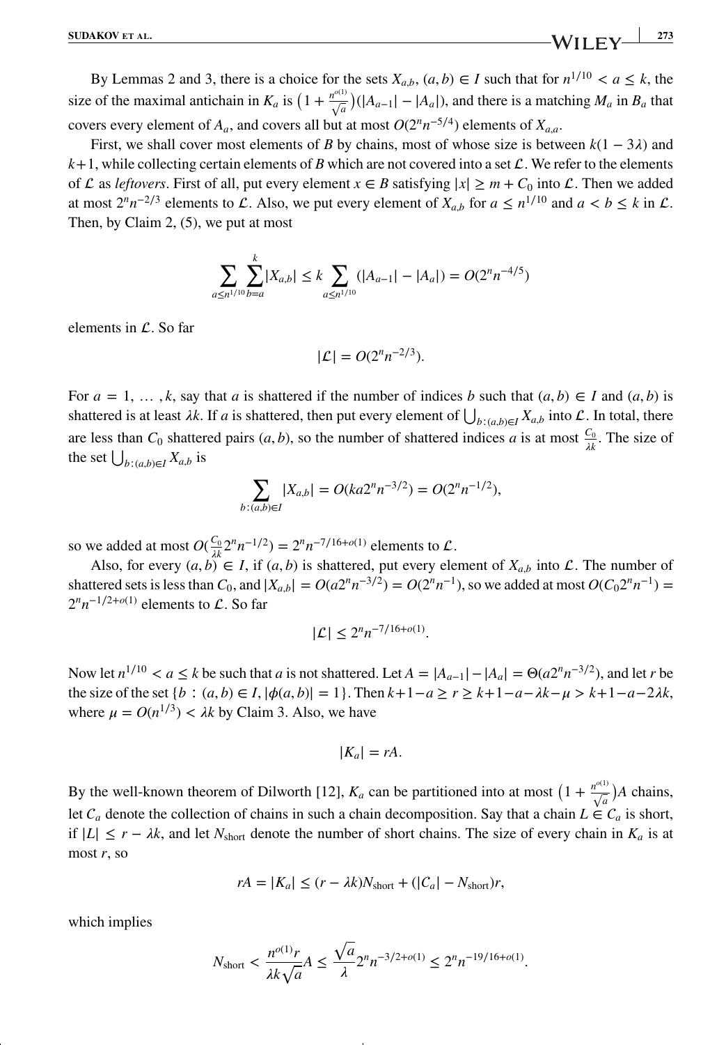By Lemmas 2 and 3, there is a choice for the sets $X_{a,b}$, $(a,b) \in I$ such that for $n^{1/10} < a \leq k$, the size of the maximal antichain in $K_a$ is $\left(1 + \frac{n^{o(1)}}{\sqrt{a}}\right)(|A_{a-1}| - |A_a|)$, and there is a matching $M_a$ in $B_a$ that covers every element of $A_a$, and covers all but at most $O(2^n n^{-5/4})$ elements of $X_{a,a}$.

First, we shall cover most elements of $B$ by chains, most of whose size is between $k(1-3\lambda)$ and $k+1$, while collecting certain elements of $B$ which are not covered into a set $\mathcal{L}$. We refer to the elements of $\mathcal{L}$ as *leftovers*. First of all, put every element $x \in B$ satisfying $|x| \geq m + C_0$ into $\mathcal{L}$. Then we added at most $2^n n^{-2/3}$ elements to $\mathcal{L}$. Also, we put every element of $X_{a,b}$ for $a \leq n^{1/10}$ and $a < b \leq k$ in $\mathcal{L}$. Then, by Claim 2, (5), we put at most

$$\sum_{a \leq n^{1/10}} \sum_{b=a}^{k} |X_{a,b}| \leq k \sum_{a \leq n^{1/10}} (|A_{a-1}| - |A_a|) = O(2^n n^{-4/5})$$

elements in $\mathcal{L}$. So far

$$|\mathcal{L}| = O(2^n n^{-2/3}).$$

For $a = 1, \ldots, k$, say that $a$ is shattered if the number of indices $b$ such that $(a,b) \in I$ and $(a,b)$ is shattered is at least $\lambda k$. If $a$ is shattered, then put every element of $\bigcup_{b:(a,b)\in I} X_{a,b}$ into $\mathcal{L}$. In total, there are less than $C_0$ shattered pairs $(a,b)$, so the number of shattered indices $a$ is at most $\frac{C_0}{\lambda k}$. The size of the set $\bigcup_{b:(a,b)\in I} X_{a,b}$ is

$$\sum_{b:(a,b)\in I} |X_{a,b}| = O(ka 2^n n^{-3/2}) = O(2^n n^{-1/2}),$$

so we added at most $O(\frac{C_0}{\lambda k} 2^n n^{-1/2}) = 2^n n^{-7/16+o(1)}$ elements to $\mathcal{L}$.

Also, for every $(a,b) \in I$, if $(a,b)$ is shattered, put every element of $X_{a,b}$ into $\mathcal{L}$. The number of shattered sets is less than $C_0$, and $|X_{a,b}| = O(a 2^n n^{-3/2}) = O(2^n n^{-1})$, so we added at most $O(C_0 2^n n^{-1}) = 2^n n^{-1/2+o(1)}$ elements to $\mathcal{L}$. So far

$$|\mathcal{L}| \leq 2^n n^{-7/16+o(1)}.$$

Now let $n^{1/10} < a \leq k$ be such that $a$ is not shattered. Let $A = |A_{a-1}| - |A_a| = \Theta(a 2^n n^{-3/2})$, and let $r$ be the size of the set $\{b : (a,b) \in I, |\phi(a,b)| = 1\}$. Then $k+1-a \geq r \geq k+1-a-\lambda k - \mu > k+1-a-2\lambda k$, where $\mu = O(n^{1/3}) < \lambda k$ by Claim 3. Also, we have

$$|K_a| = rA.$$

By the well-known theorem of Dilworth [12], $K_a$ can be partitioned into at most $\left(1 + \frac{n^{o(1)}}{\sqrt{a}}\right)A$ chains, let $\mathcal{C}_a$ denote the collection of chains in such a chain decomposition. Say that a chain $L \in \mathcal{C}_a$ is short, if $|L| \leq r - \lambda k$, and let $N_{\text{short}}$ denote the number of short chains. The size of every chain in $K_a$ is at most $r$, so

$$rA = |K_a| \leq (r - \lambda k) N_{\text{short}} + (|\mathcal{C}_a| - N_{\text{short}}) r,$$

which implies

$$N_{\text{short}} < \frac{n^{o(1)} r}{\lambda k \sqrt{a}} A \leq \frac{\sqrt{a}}{\lambda} 2^n n^{-3/2+o(1)} \leq 2^n n^{-19/16+o(1)}.$$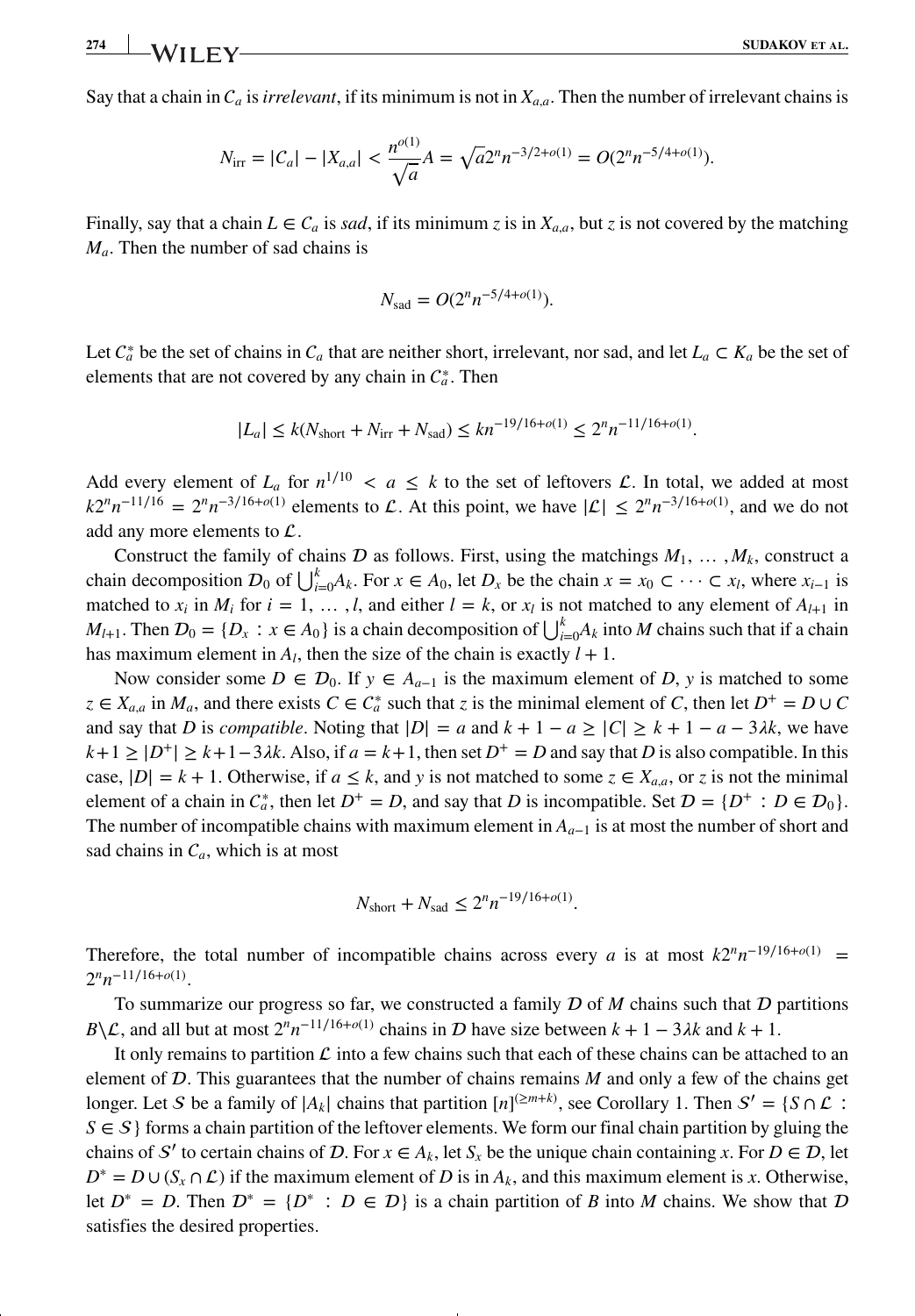Say that a chain in $C_a$ is *irrelevant*, if its minimum is not in $X_{a,a}$. Then the number of irrelevant chains is

$$N_{\text{irr}} = |C_a| - |X_{a,a}| < \frac{n^{o(1)}}{\sqrt{a}} A = \sqrt{a} 2^n n^{-3/2+o(1)} = O(2^n n^{-5/4+o(1)}).$$

Finally, say that a chain $L \in C_a$ is *sad*, if its minimum $z$ is in $X_{a,a}$, but $z$ is not covered by the matching $M_a$. Then the number of sad chains is

$$N_{\text{sad}} = O(2^n n^{-5/4+o(1)}).$$

Let $C_a^*$ be the set of chains in $C_a$ that are neither short, irrelevant, nor sad, and let $L_a \subset K_a$ be the set of elements that are not covered by any chain in $C_a^*$. Then

$$|L_a| \leq k(N_{\text{short}} + N_{\text{irr}} + N_{\text{sad}}) \leq kn^{-19/16+o(1)} \leq 2^n n^{-11/16+o(1)}.$$

Add every element of $L_a$ for $n^{1/10} < a \leq k$ to the set of leftovers $\mathcal{L}$. In total, we added at most $k2^n n^{-11/16} = 2^n n^{-3/16+o(1)}$ elements to $\mathcal{L}$. At this point, we have $|\mathcal{L}| \leq 2^n n^{-3/16+o(1)}$, and we do not add any more elements to $\mathcal{L}$.

Construct the family of chains $\mathcal{D}$ as follows. First, using the matchings $M_1, \ldots, M_k$, construct a chain decomposition $\mathcal{D}_0$ of $\bigcup_{i=0}^k A_k$. For $x \in A_0$, let $D_x$ be the chain $x = x_0 \subset \cdots \subset x_l$, where $x_{i-1}$ is matched to $x_i$ in $M_i$ for $i = 1, \ldots, l$, and either $l = k$, or $x_l$ is not matched to any element of $A_{l+1}$ in $M_{l+1}$. Then $\mathcal{D}_0 = \{D_x : x \in A_0\}$ is a chain decomposition of $\bigcup_{i=0}^k A_k$ into $M$ chains such that if a chain has maximum element in $A_l$, then the size of the chain is exactly $l + 1$.

Now consider some $D \in \mathcal{D}_0$. If $y \in A_{a-1}$ is the maximum element of $D$, $y$ is matched to some $z \in X_{a,a}$ in $M_a$, and there exists $C \in C_a^*$ such that $z$ is the minimal element of $C$, then let $D^+ = D \cup C$ and say that $D$ is *compatible*. Noting that $|D| = a$ and $k + 1 - a \geq |C| \geq k + 1 - a - 3\lambda k$, we have $k+1 \geq |D^+| \geq k+1-3\lambda k$. Also, if $a = k+1$, then set $D^+ = D$ and say that $D$ is also compatible. In this case, $|D| = k + 1$. Otherwise, if $a \leq k$, and $y$ is not matched to some $z \in X_{a,a}$, or $z$ is not the minimal element of a chain in $C_a^*$, then let $D^+ = D$, and say that $D$ is incompatible. Set $\mathcal{D} = \{D^+ : D \in \mathcal{D}_0\}$. The number of incompatible chains with maximum element in $A_{a-1}$ is at most the number of short and sad chains in $C_a$, which is at most

$$N_{\text{short}} + N_{\text{sad}} \leq 2^n n^{-19/16+o(1)}.$$

Therefore, the total number of incompatible chains across every $a$ is at most $k2^n n^{-19/16+o(1)} = 2^n n^{-11/16+o(1)}$.

To summarize our progress so far, we constructed a family $\mathcal{D}$ of $M$ chains such that $\mathcal{D}$ partitions $B \backslash \mathcal{L}$, and all but at most $2^n n^{-11/16+o(1)}$ chains in $\mathcal{D}$ have size between $k + 1 - 3\lambda k$ and $k + 1$.

It only remains to partition $\mathcal{L}$ into a few chains such that each of these chains can be attached to an element of $\mathcal{D}$. This guarantees that the number of chains remains $M$ and only a few of the chains get longer. Let $\mathcal{S}$ be a family of $|A_k|$ chains that partition $[n]^{(\geq m+k)}$, see Corollary 1. Then $\mathcal{S}' = \{S \cap \mathcal{L} : S \in \mathcal{S}\}$ forms a chain partition of the leftover elements. We form our final chain partition by gluing the chains of $\mathcal{S}'$ to certain chains of $\mathcal{D}$. For $x \in A_k$, let $S_x$ be the unique chain containing $x$. For $D \in \mathcal{D}$, let $D^* = D \cup (S_x \cap \mathcal{L})$ if the maximum element of $D$ is in $A_k$, and this maximum element is $x$. Otherwise, let $D^* = D$. Then $\mathcal{D}^* = \{D^* : D \in \mathcal{D}\}$ is a chain partition of $B$ into $M$ chains. We show that $\mathcal{D}$ satisfies the desired properties.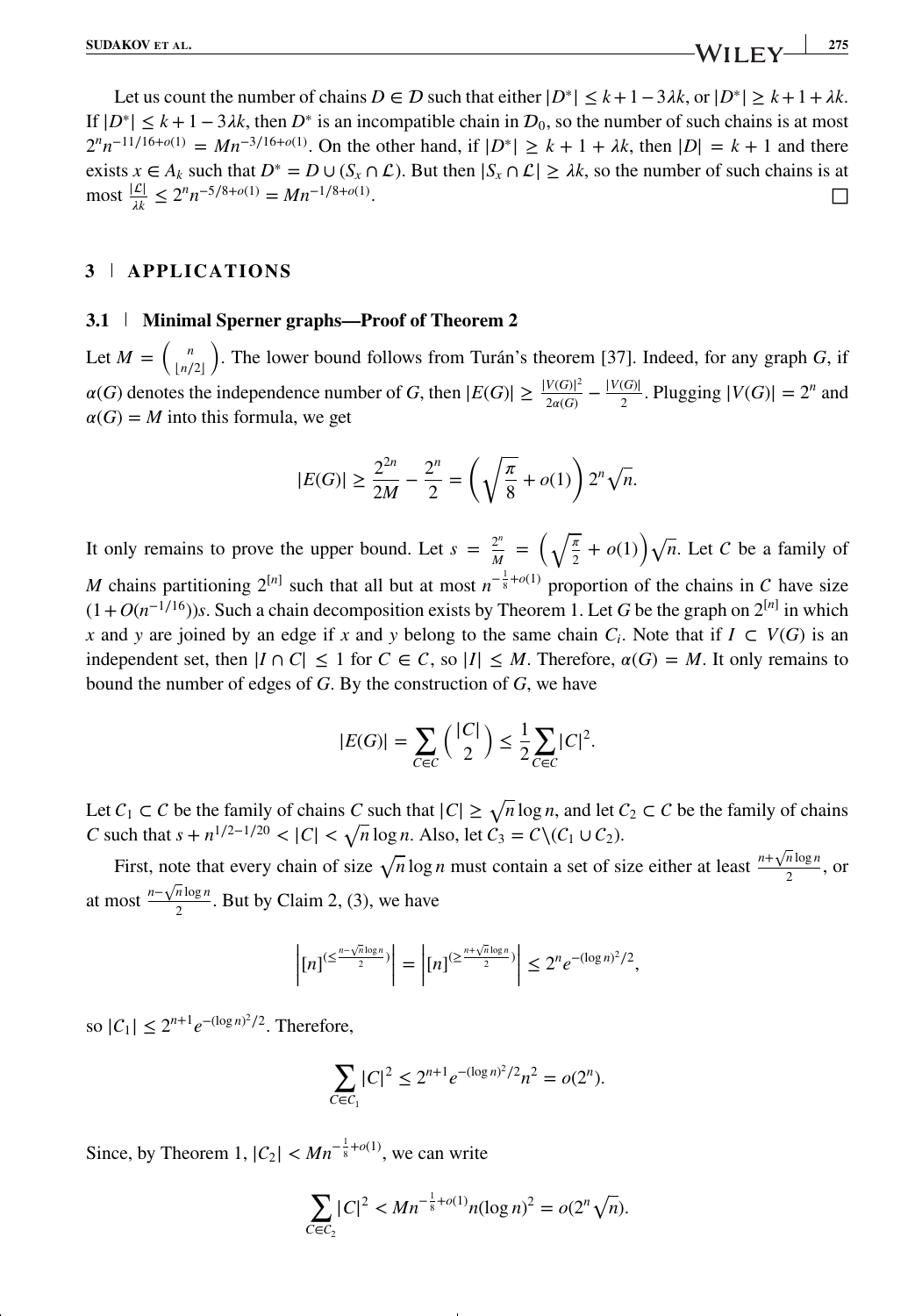Let us count the number of chains $D \in \mathcal{D}$ such that either $|D^*| \le k+1-3\lambda k$, or $|D^*| \ge k+1+\lambda k$. If $|D^*| \le k+1-3\lambda k$, then $D^*$ is an incompatible chain in $\mathcal{D}_0$, so the number of such chains is at most $2^n n^{-11/16+o(1)} = Mn^{-3/16+o(1)}$. On the other hand, if $|D^*| \ge k+1+\lambda k$, then $|D| = k+1$ and there exists $x \in A_k$ such that $D^* = D \cup (S_x \cap \mathcal{L})$. But then $|S_x \cap \mathcal{L}| \ge \lambda k$, so the number of such chains is at most $\frac{|\mathcal{L}|}{\lambda k} \le 2^n n^{-5/8+o(1)} = Mn^{-1/8+o(1)}$. □

## 3 | APPLICATIONS

### 3.1 | Minimal Sperner graphs—Proof of Theorem 2

Let $M = \binom{n}{\lfloor n/2 \rfloor}$. The lower bound follows from Turán's theorem [37]. Indeed, for any graph $G$, if $\alpha(G)$ denotes the independence number of $G$, then $|E(G)| \ge \frac{|V(G)|^2}{2\alpha(G)} - \frac{|V(G)|}{2}$. Plugging $|V(G)| = 2^n$ and $\alpha(G) = M$ into this formula, we get

$$|E(G)| \ge \frac{2^{2n}}{2M} - \frac{2^n}{2} = \left(\sqrt{\frac{\pi}{8}} + o(1)\right) 2^n \sqrt{n}.$$

It only remains to prove the upper bound. Let $s = \frac{2^n}{M} = \left(\sqrt{\frac{\pi}{2}} + o(1)\right)\sqrt{n}$. Let $\mathcal{C}$ be a family of $M$ chains partitioning $2^{[n]}$ such that all but at most $n^{-\frac{1}{8}+o(1)}$ proportion of the chains in $\mathcal{C}$ have size $(1+O(n^{-1/16}))s$. Such a chain decomposition exists by Theorem 1. Let $G$ be the graph on $2^{[n]}$ in which $x$ and $y$ are joined by an edge if $x$ and $y$ belong to the same chain $C_i$. Note that if $I \subset V(G)$ is an independent set, then $|I \cap C| \le 1$ for $C \in \mathcal{C}$, so $|I| \le M$. Therefore, $\alpha(G) = M$. It only remains to bound the number of edges of $G$. By the construction of $G$, we have

$$|E(G)| = \sum_{C \in \mathcal{C}} \binom{|C|}{2} \le \frac{1}{2} \sum_{C \in \mathcal{C}} |C|^2.$$

Let $\mathcal{C}_1 \subset \mathcal{C}$ be the family of chains $C$ such that $|C| \ge \sqrt{n}\log n$, and let $\mathcal{C}_2 \subset \mathcal{C}$ be the family of chains $C$ such that $s + n^{1/2-1/20} < |C| < \sqrt{n}\log n$. Also, let $\mathcal{C}_3 = \mathcal{C} \backslash (\mathcal{C}_1 \cup \mathcal{C}_2)$.

First, note that every chain of size $\sqrt{n}\log n$ must contain a set of size either at least $\frac{n+\sqrt{n}\log n}{2}$, or at most $\frac{n-\sqrt{n}\log n}{2}$. But by Claim 2, (3), we have

$$\left|[n]^{(\le \frac{n-\sqrt{n}\log n}{2})}\right| = \left|[n]^{(\ge \frac{n+\sqrt{n}\log n}{2})}\right| \le 2^n e^{-(\log n)^2/2},$$

so $|\mathcal{C}_1| \le 2^{n+1} e^{-(\log n)^2/2}$. Therefore,

$$\sum_{C \in \mathcal{C}_1} |C|^2 \le 2^{n+1} e^{-(\log n)^2/2} n^2 = o(2^n).$$

Since, by Theorem 1, $|\mathcal{C}_2| < Mn^{-\frac{1}{8}+o(1)}$, we can write

$$\sum_{C \in \mathcal{C}_2} |C|^2 < Mn^{-\frac{1}{8}+o(1)} n(\log n)^2 = o(2^n\sqrt{n}).$$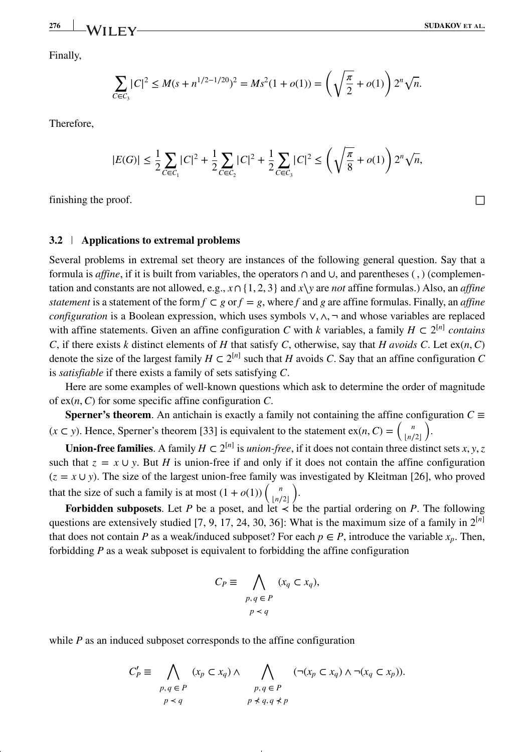Finally,

$$\sum_{C \in \mathcal{C}_3} |C|^2 \leq M(s + n^{1/2-1/20})^2 = Ms^2(1 + o(1)) = \left(\sqrt{\frac{\pi}{2}} + o(1)\right) 2^n \sqrt{n}.$$

Therefore,

$$|E(G)| \leq \frac{1}{2}\sum_{C \in \mathcal{C}_1} |C|^2 + \frac{1}{2}\sum_{C \in \mathcal{C}_2} |C|^2 + \frac{1}{2}\sum_{C \in \mathcal{C}_3} |C|^2 \leq \left(\sqrt{\frac{\pi}{8}} + o(1)\right) 2^n \sqrt{n},$$

finishing the proof. □

### 3.2 | Applications to extremal problems

Several problems in extremal set theory are instances of the following general question. Say that a formula is *affine*, if it is built from variables, the operators $\cap$ and $\cup$, and parentheses ( , ) (complementation and constants are not allowed, e.g., $x \cap \{1, 2, 3\}$ and $x \backslash y$ are *not* affine formulas.) Also, an *affine statement* is a statement of the form $f \subset g$ or $f = g$, where $f$ and $g$ are affine formulas. Finally, an *affine configuration* is a Boolean expression, which uses symbols $\vee, \wedge, \neg$ and whose variables are replaced with affine statements. Given an affine configuration $C$ with $k$ variables, a family $H \subset 2^{[n]}$ *contains* $C$, if there exists $k$ distinct elements of $H$ that satisfy $C$, otherwise, say that $H$ *avoids* $C$. Let $\text{ex}(n, C)$ denote the size of the largest family $H \subset 2^{[n]}$ such that $H$ avoids $C$. Say that an affine configuration $C$ is *satisfiable* if there exists a family of sets satisfying $C$.

Here are some examples of well-known questions which ask to determine the order of magnitude of $\text{ex}(n, C)$ for some specific affine configuration $C$.

**Sperner's theorem**. An antichain is exactly a family not containing the affine configuration $C \equiv (x \subset y)$. Hence, Sperner's theorem [33] is equivalent to the statement $\text{ex}(n, C) = \binom{n}{\lfloor n/2 \rfloor}$.

**Union-free families**. A family $H \subset 2^{[n]}$ is *union-free*, if it does not contain three distinct sets $x, y, z$ such that $z = x \cup y$. But $H$ is union-free if and only if it does not contain the affine configuration $(z = x \cup y)$. The size of the largest union-free family was investigated by Kleitman [26], who proved that the size of such a family is at most $(1 + o(1))\binom{n}{\lfloor n/2 \rfloor}$.

**Forbidden subposets**. Let $P$ be a poset, and let $\prec$ be the partial ordering on $P$. The following questions are extensively studied [7, 9, 17, 24, 30, 36]: What is the maximum size of a family in $2^{[n]}$ that does not contain $P$ as a weak/induced subposet? For each $p \in P$, introduce the variable $x_p$. Then, forbidding $P$ as a weak subposet is equivalent to forbidding the affine configuration

$$C_P \equiv \bigwedge_{\substack{p, q \in P \\ p \prec q}} (x_q \subset x_q),$$

while $P$ as an induced subposet corresponds to the affine configuration

$$C'_P \equiv \bigwedge_{\substack{p, q \in P \\ p \prec q}} (x_p \subset x_q) \wedge \bigwedge_{\substack{p, q \in P \\ p \not\prec q, q \not\prec p}} (\neg(x_p \subset x_q) \wedge \neg(x_q \subset x_p)).$$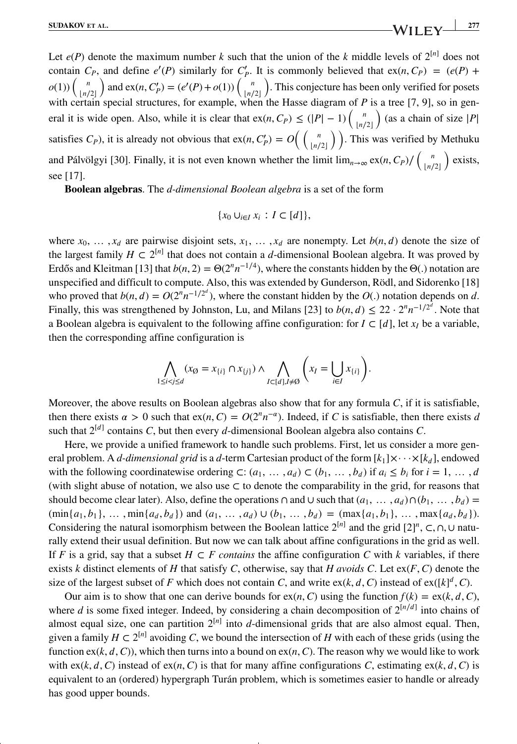Let $e(P)$ denote the maximum number $k$ such that the union of the $k$ middle levels of $2^{[n]}$ does not contain $C_P$, and define $e'(P)$ similarly for $C'_P$. It is commonly believed that $\text{ex}(n, C_P) = (e(P) + o(1))\binom{n}{\lfloor n/2 \rfloor}$ and $\text{ex}(n, C'_P) = (e'(P) + o(1))\binom{n}{\lfloor n/2 \rfloor}$. This conjecture has been only verified for posets with certain special structures, for example, when the Hasse diagram of $P$ is a tree [7, 9], so in general it is wide open. Also, while it is clear that $\text{ex}(n, C_P) \leq (|P| - 1)\binom{n}{\lfloor n/2 \rfloor}$ (as a chain of size $|P|$ satisfies $C_P$), it is already not obvious that $\text{ex}(n, C'_P) = O\left(\binom{n}{\lfloor n/2 \rfloor}\right)$. This was verified by Methuku and Pálvölgyi [30]. Finally, it is not even known whether the limit $\lim_{n\to\infty} \text{ex}(n, C_P)/\binom{n}{\lfloor n/2 \rfloor}$ exists, see [17].

**Boolean algebras**. The *d-dimensional Boolean algebra* is a set of the form

$$\{x_0 \cup_{i \in I} x_i \, : \, I \subset [d]\},$$

where $x_0, \ldots, x_d$ are pairwise disjoint sets, $x_1, \ldots, x_d$ are nonempty. Let $b(n, d)$ denote the size of the largest family $H \subset 2^{[n]}$ that does not contain a $d$-dimensional Boolean algebra. It was proved by Erdős and Kleitman [13] that $b(n, 2) = \Theta(2^n n^{-1/4})$, where the constants hidden by the $\Theta(.)$ notation are unspecified and difficult to compute. Also, this was extended by Gunderson, Rödl, and Sidorenko [18] who proved that $b(n, d) = O(2^n n^{-1/2^d})$, where the constant hidden by the $O(.)$ notation depends on $d$. Finally, this was strengthened by Johnston, Lu, and Milans [23] to $b(n, d) \leq 22 \cdot 2^n n^{-1/2^d}$. Note that a Boolean algebra is equivalent to the following affine configuration: for $I \subset [d]$, let $x_I$ be a variable, then the corresponding affine configuration is

$$\bigwedge_{1 \leq i < j \leq d} (x_\emptyset = x_{\{i\}} \cap x_{\{j\}}) \wedge \bigwedge_{I \subset [d], I \neq \emptyset} \left( x_I = \bigcup_{i \in I} x_{\{i\}} \right).$$

Moreover, the above results on Boolean algebras also show that for any formula $C$, if it is satisfiable, then there exists $\alpha > 0$ such that $\text{ex}(n, C) = O(2^n n^{-\alpha})$. Indeed, if $C$ is satisfiable, then there exists $d$ such that $2^{[d]}$ contains $C$, but then every $d$-dimensional Boolean algebra also contains $C$.

Here, we provide a unified framework to handle such problems. First, let us consider a more general problem. A *d-dimensional grid* is a $d$-term Cartesian product of the form $[k_1] \times \cdots \times [k_d]$, endowed with the following coordinatewise ordering $\subset$: $(a_1, \ldots, a_d) \subset (b_1, \ldots, b_d)$ if $a_i \leq b_i$ for $i = 1, \ldots, d$ (with slight abuse of notation, we also use $\subset$ to denote the comparability in the grid, for reasons that should become clear later). Also, define the operations $\cap$ and $\cup$ such that $(a_1, \ldots, a_d) \cap (b_1, \ldots, b_d) = (\min\{a_1, b_1\}, \ldots, \min\{a_d, b_d\})$ and $(a_1, \ldots, a_d) \cup (b_1, \ldots, b_d) = (\max\{a_1, b_1\}, \ldots, \max\{a_d, b_d\})$. Considering the natural isomorphism between the Boolean lattice $2^{[n]}$ and the grid $[2]^n$, $\subset, \cap, \cup$ naturally extend their usual definition. But now we can talk about affine configurations in the grid as well. If $F$ is a grid, say that a subset $H \subset F$ *contains* the affine configuration $C$ with $k$ variables, if there exists $k$ distinct elements of $H$ that satisfy $C$, otherwise, say that $H$ *avoids* $C$. Let $\text{ex}(F, C)$ denote the size of the largest subset of $F$ which does not contain $C$, and write $\text{ex}(k, d, C)$ instead of $\text{ex}([k]^d, C)$.

Our aim is to show that one can derive bounds for $\text{ex}(n, C)$ using the function $f(k) = \text{ex}(k, d, C)$, where $d$ is some fixed integer. Indeed, by considering a chain decomposition of $2^{[n/d]}$ into chains of almost equal size, one can partition $2^{[n]}$ into $d$-dimensional grids that are also almost equal. Then, given a family $H \subset 2^{[n]}$ avoiding $C$, we bound the intersection of $H$ with each of these grids (using the function $\text{ex}(k, d, C)$), which then turns into a bound on $\text{ex}(n, C)$. The reason why we would like to work with $\text{ex}(k, d, C)$ instead of $\text{ex}(n, C)$ is that for many affine configurations $C$, estimating $\text{ex}(k, d, C)$ is equivalent to an (ordered) hypergraph Turán problem, which is sometimes easier to handle or already has good upper bounds.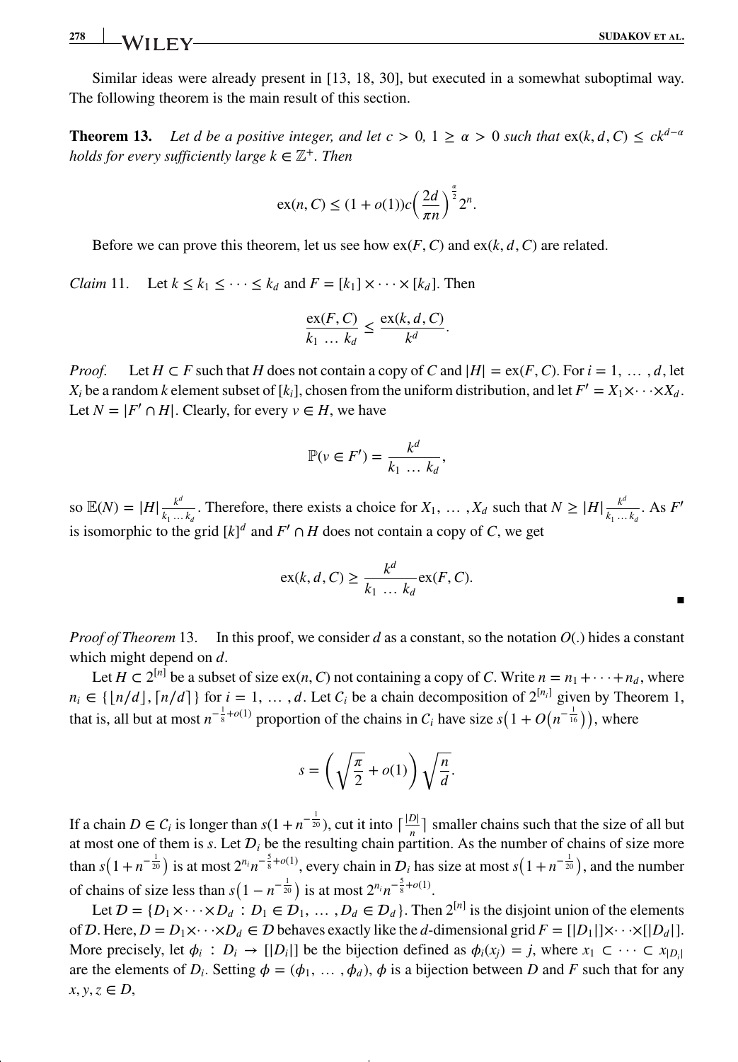Similar ideas were already present in [13, 18, 30], but executed in a somewhat suboptimal way. The following theorem is the main result of this section.

**Theorem 13.** *Let $d$ be a positive integer, and let $c > 0$, $1 \geq \alpha > 0$ such that $\text{ex}(k, d, C) \leq ck^{d-\alpha}$ holds for every sufficiently large $k \in \mathbb{Z}^+$. Then*

$$\text{ex}(n, C) \leq (1 + o(1))c\left(\frac{2d}{\pi n}\right)^{\frac{\alpha}{2}} 2^n.$$

Before we can prove this theorem, let us see how $\text{ex}(F, C)$ and $\text{ex}(k, d, C)$ are related.

*Claim* 11. Let $k \leq k_1 \leq \cdots \leq k_d$ and $F = [k_1] \times \cdots \times [k_d]$. Then

$$\frac{\text{ex}(F, C)}{k_1 \ldots k_d} \leq \frac{\text{ex}(k, d, C)}{k^d}.$$

*Proof.* Let $H \subset F$ such that $H$ does not contain a copy of $C$ and $|H| = \text{ex}(F, C)$. For $i = 1, \ldots, d$, let $X_i$ be a random $k$ element subset of $[k_i]$, chosen from the uniform distribution, and let $F' = X_1 \times \cdots \times X_d$. Let $N = |F' \cap H|$. Clearly, for every $v \in H$, we have

$$\mathbb{P}(v \in F') = \frac{k^d}{k_1 \ldots k_d},$$

so $\mathbb{E}(N) = |H|\frac{k^d}{k_1 \ldots k_d}$. Therefore, there exists a choice for $X_1, \ldots, X_d$ such that $N \geq |H|\frac{k^d}{k_1 \ldots k_d}$. As $F'$ is isomorphic to the grid $[k]^d$ and $F' \cap H$ does not contain a copy of $C$, we get

$$\text{ex}(k, d, C) \geq \frac{k^d}{k_1 \ldots k_d}\text{ex}(F, C).$$

■

*Proof of Theorem* 13. In this proof, we consider $d$ as a constant, so the notation $O(.)$ hides a constant which might depend on $d$.

Let $H \subset 2^{[n]}$ be a subset of size $\text{ex}(n, C)$ not containing a copy of $C$. Write $n = n_1 + \cdots + n_d$, where $n_i \in \{\lfloor n/d \rfloor, \lceil n/d \rceil\}$ for $i = 1, \ldots, d$. Let $\mathcal{C}_i$ be a chain decomposition of $2^{[n_i]}$ given by Theorem 1, that is, all but at most $n^{-\frac{1}{8}+o(1)}$ proportion of the chains in $\mathcal{C}_i$ have size $s\left(1 + O\left(n^{-\frac{1}{16}}\right)\right)$, where

$$s = \left(\sqrt{\frac{\pi}{2}} + o(1)\right)\sqrt{\frac{n}{d}}.$$

If a chain $D \in \mathcal{C}_i$ is longer than $s(1 + n^{-\frac{1}{20}})$, cut it into $\lceil \frac{|D|}{n} \rceil$ smaller chains such that the size of all but at most one of them is $s$. Let $\mathcal{D}_i$ be the resulting chain partition. As the number of chains of size more than $s\left(1 + n^{-\frac{1}{20}}\right)$ is at most $2^{n_i}n^{-\frac{5}{8}+o(1)}$, every chain in $\mathcal{D}_i$ has size at most $s\left(1 + n^{-\frac{1}{20}}\right)$, and the number of chains of size less than $s\left(1 - n^{-\frac{1}{20}}\right)$ is at most $2^{n_i}n^{-\frac{5}{8}+o(1)}$.

Let $\mathcal{D} = \{D_1 \times \cdots \times D_d : D_1 \in \mathcal{D}_1, \ldots, D_d \in \mathcal{D}_d\}$. Then $2^{[n]}$ is the disjoint union of the elements of $\mathcal{D}$. Here, $D = D_1 \times \cdots \times D_d \in \mathcal{D}$ behaves exactly like the $d$-dimensional grid $F = [|D_1|] \times \cdots \times [|D_d|]$. More precisely, let $\phi_i : D_i \to [|D_i|]$ be the bijection defined as $\phi_i(x_j) = j$, where $x_1 \subset \cdots \subset x_{|D_i|}$ are the elements of $D_i$. Setting $\phi = (\phi_1, \ldots, \phi_d)$, $\phi$ is a bijection between $D$ and $F$ such that for any $x, y, z \in D$,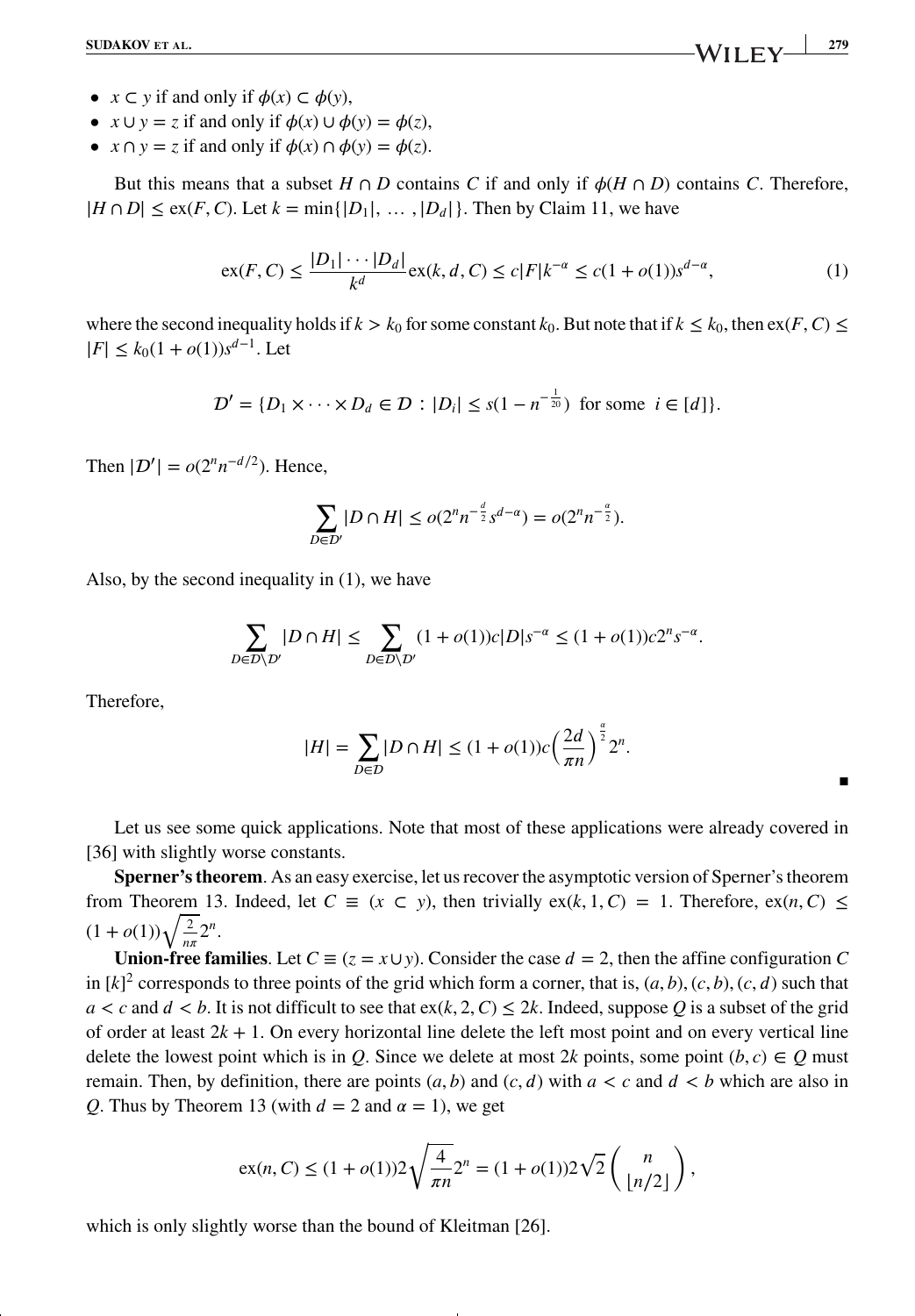- $x \subset y$ if and only if $\phi(x) \subset \phi(y)$,
- $x \cup y = z$ if and only if $\phi(x) \cup \phi(y) = \phi(z)$,
- $x \cap y = z$ if and only if $\phi(x) \cap \phi(y) = \phi(z)$.

But this means that a subset $H \cap D$ contains $C$ if and only if $\phi(H \cap D)$ contains $C$. Therefore, $|H \cap D| \leq \text{ex}(F, C)$. Let $k = \min\{|D_1|, \ldots, |D_d|\}$. Then by Claim 11, we have

$$\text{ex}(F, C) \leq \frac{|D_1| \cdots |D_d|}{k^d} \text{ex}(k, d, C) \leq c|F|k^{-\alpha} \leq c(1 + o(1))s^{d-\alpha}, \tag{1}$$

where the second inequality holds if $k > k_0$ for some constant $k_0$. But note that if $k \leq k_0$, then $\text{ex}(F, C) \leq |F| \leq k_0(1 + o(1))s^{d-1}$. Let

$$\mathcal{D}' = \{D_1 \times \cdots \times D_d \in \mathcal{D} : |D_i| \leq s(1 - n^{-\frac{1}{20}}) \text{ for some } i \in [d]\}.$$

Then $|\mathcal{D}'| = o(2^n n^{-d/2})$. Hence,

$$\sum_{D \in \mathcal{D}'} |D \cap H| \leq o(2^n n^{-\frac{d}{2}} s^{d-\alpha}) = o(2^n n^{-\frac{\alpha}{2}}).$$

Also, by the second inequality in (1), we have

$$\sum_{D \in \mathcal{D} \setminus \mathcal{D}'} |D \cap H| \leq \sum_{D \in \mathcal{D} \setminus \mathcal{D}'} (1 + o(1))c|D|s^{-\alpha} \leq (1 + o(1))c2^n s^{-\alpha}.$$

Therefore,

$$|H| = \sum_{D \in \mathcal{D}} |D \cap H| \leq (1 + o(1))c\left(\frac{2d}{\pi n}\right)^{\frac{\alpha}{2}} 2^n.$$

■

Let us see some quick applications. Note that most of these applications were already covered in [36] with slightly worse constants.

**Sperner's theorem**. As an easy exercise, let us recover the asymptotic version of Sperner's theorem from Theorem 13. Indeed, let $C \equiv (x \subset y)$, then trivially $\text{ex}(k, 1, C) = 1$. Therefore, $\text{ex}(n, C) \leq (1 + o(1))\sqrt{\frac{2}{n\pi}} 2^n$.

**Union-free families**. Let $C \equiv (z = x \cup y)$. Consider the case $d = 2$, then the affine configuration $C$ in $[k]^2$ corresponds to three points of the grid which form a corner, that is, $(a, b), (c, b), (c, d)$ such that $a < c$ and $d < b$. It is not difficult to see that $\text{ex}(k, 2, C) \leq 2k$. Indeed, suppose $Q$ is a subset of the grid of order at least $2k + 1$. On every horizontal line delete the left most point and on every vertical line delete the lowest point which is in $Q$. Since we delete at most $2k$ points, some point $(b, c) \in Q$ must remain. Then, by definition, there are points $(a, b)$ and $(c, d)$ with $a < c$ and $d < b$ which are also in $Q$. Thus by Theorem 13 (with $d = 2$ and $\alpha = 1$), we get

$$\text{ex}(n, C) \leq (1 + o(1))2\sqrt{\frac{4}{\pi n}} 2^n = (1 + o(1))2\sqrt{2} \binom{n}{\lfloor n/2 \rfloor},$$

which is only slightly worse than the bound of Kleitman [26].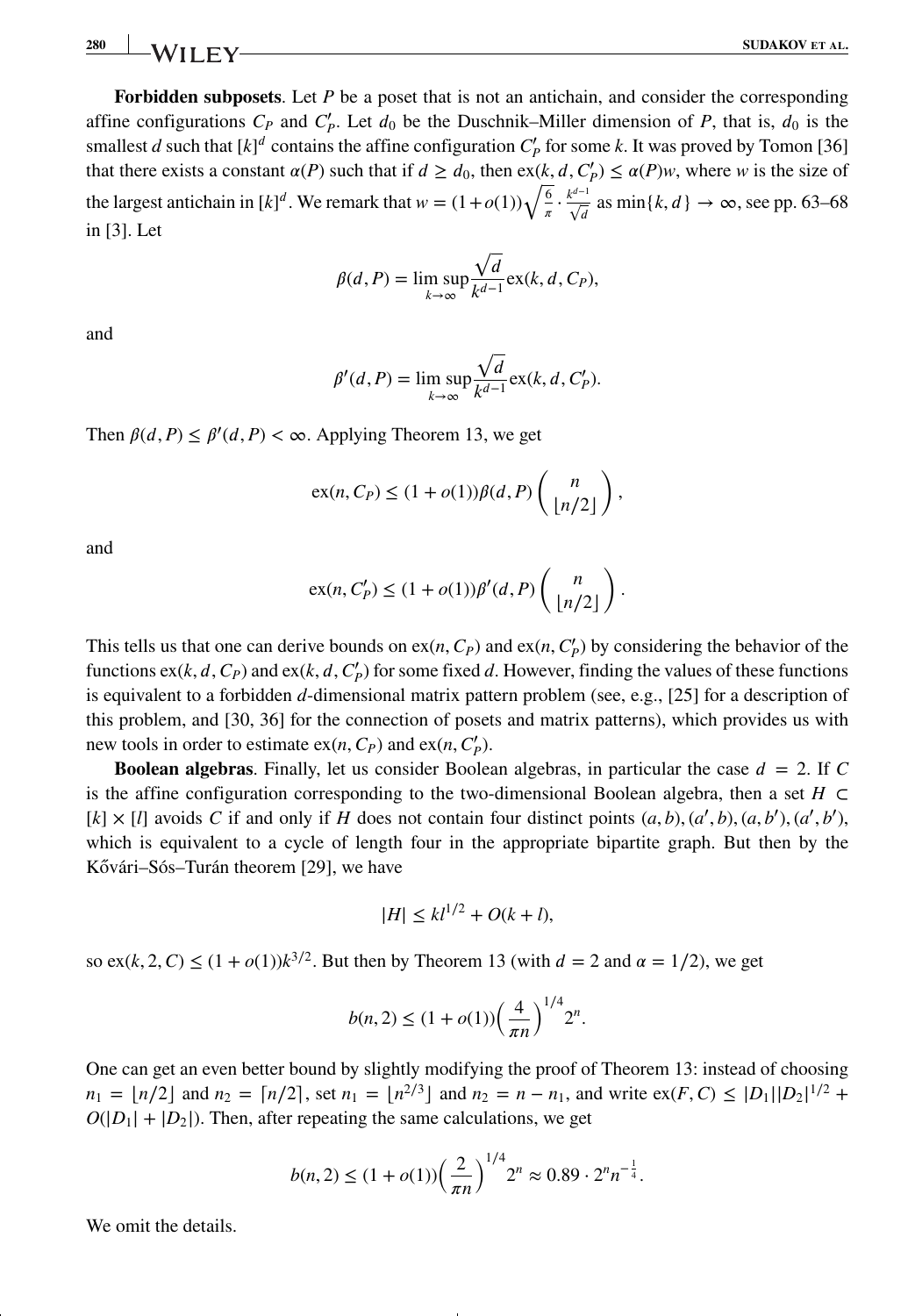**Forbidden subposets**. Let $P$ be a poset that is not an antichain, and consider the corresponding affine configurations $C_P$ and $C'_P$. Let $d_0$ be the Duschnik–Miller dimension of $P$, that is, $d_0$ is the smallest $d$ such that $[k]^d$ contains the affine configuration $C'_P$ for some $k$. It was proved by Tomon [36] that there exists a constant $\alpha(P)$ such that if $d \geq d_0$, then $\text{ex}(k, d, C'_P) \leq \alpha(P)w$, where $w$ is the size of the largest antichain in $[k]^d$. We remark that $w = (1+o(1))\sqrt{\frac{6}{\pi}} \cdot \frac{k^{d-1}}{\sqrt{d}}$ as $\min\{k, d\} \to \infty$, see pp. 63–68 in [3]. Let

$$\beta(d, P) = \limsup_{k\to\infty} \frac{\sqrt{d}}{k^{d-1}} \text{ex}(k, d, C_P),$$

and

$$\beta'(d, P) = \limsup_{k\to\infty} \frac{\sqrt{d}}{k^{d-1}} \text{ex}(k, d, C'_P).$$

Then $\beta(d, P) \leq \beta'(d, P) < \infty$. Applying Theorem 13, we get

$$\text{ex}(n, C_P) \leq (1 + o(1))\beta(d, P) \binom{n}{\lfloor n/2 \rfloor},$$

and

$$\text{ex}(n, C'_P) \leq (1 + o(1))\beta'(d, P) \binom{n}{\lfloor n/2 \rfloor}.$$

This tells us that one can derive bounds on $\text{ex}(n, C_P)$ and $\text{ex}(n, C'_P)$ by considering the behavior of the functions $\text{ex}(k, d, C_P)$ and $\text{ex}(k, d, C'_P)$ for some fixed $d$. However, finding the values of these functions is equivalent to a forbidden $d$-dimensional matrix pattern problem (see, e.g., [25] for a description of this problem, and [30, 36] for the connection of posets and matrix patterns), which provides us with new tools in order to estimate $\text{ex}(n, C_P)$ and $\text{ex}(n, C'_P)$.

**Boolean algebras**. Finally, let us consider Boolean algebras, in particular the case $d = 2$. If $C$ is the affine configuration corresponding to the two-dimensional Boolean algebra, then a set $H \subset [k] \times [l]$ avoids $C$ if and only if $H$ does not contain four distinct points $(a, b), (a', b), (a, b'), (a', b')$, which is equivalent to a cycle of length four in the appropriate bipartite graph. But then by the Kővári–Sós–Turán theorem [29], we have

$$|H| \leq kl^{1/2} + O(k + l),$$

so $\text{ex}(k, 2, C) \leq (1 + o(1))k^{3/2}$. But then by Theorem 13 (with $d = 2$ and $\alpha = 1/2$), we get

$$b(n, 2) \leq (1 + o(1))\left(\frac{4}{\pi n}\right)^{1/4} 2^n.$$

One can get an even better bound by slightly modifying the proof of Theorem 13: instead of choosing $n_1 = \lfloor n/2 \rfloor$ and $n_2 = \lceil n/2 \rceil$, set $n_1 = \lfloor n^{2/3} \rfloor$ and $n_2 = n - n_1$, and write $\text{ex}(F, C) \leq |D_1||D_2|^{1/2} + O(|D_1| + |D_2|)$. Then, after repeating the same calculations, we get

$$b(n, 2) \leq (1 + o(1))\left(\frac{2}{\pi n}\right)^{1/4} 2^n \approx 0.89 \cdot 2^n n^{-\frac{1}{4}}.$$

We omit the details.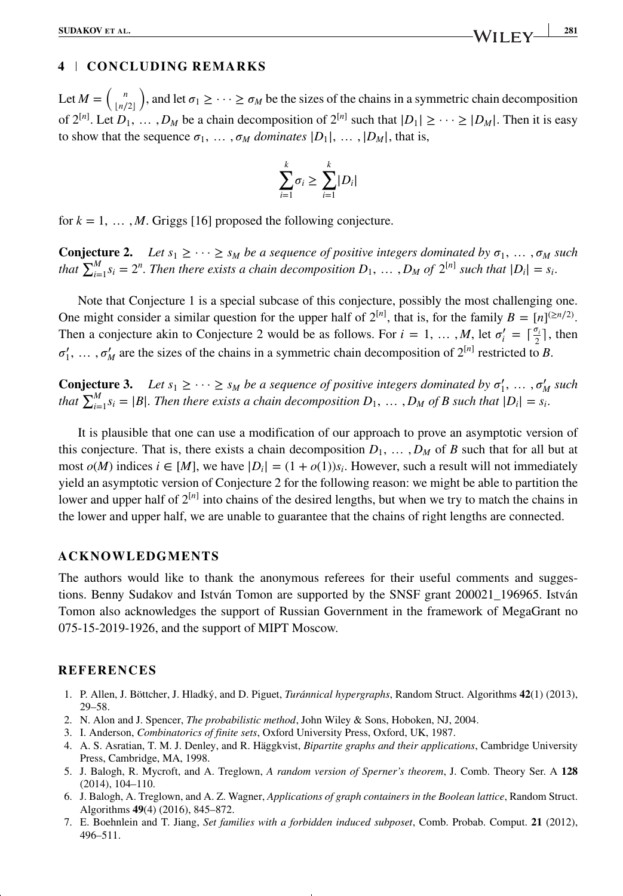## 4 | CONCLUDING REMARKS

Let $M = \binom{n}{\lfloor n/2 \rfloor}$, and let $\sigma_1 \geq \cdots \geq \sigma_M$ be the sizes of the chains in a symmetric chain decomposition of $2^{[n]}$. Let $D_1, \ldots, D_M$ be a chain decomposition of $2^{[n]}$ such that $|D_1| \geq \cdots \geq |D_M|$. Then it is easy to show that the sequence $\sigma_1, \ldots, \sigma_M$ *dominates* $|D_1|, \ldots, |D_M|$, that is,

$$\sum_{i=1}^{k} \sigma_i \geq \sum_{i=1}^{k} |D_i|$$

for $k = 1, \ldots, M$. Griggs [16] proposed the following conjecture.

**Conjecture 2.** *Let $s_1 \geq \cdots \geq s_M$ be a sequence of positive integers dominated by $\sigma_1, \ldots, \sigma_M$ such that $\sum_{i=1}^{M} s_i = 2^n$. Then there exists a chain decomposition $D_1, \ldots, D_M$ of $2^{[n]}$ such that $|D_i| = s_i$.*

Note that Conjecture 1 is a special subcase of this conjecture, possibly the most challenging one. One might consider a similar question for the upper half of $2^{[n]}$, that is, for the family $B = [n]^{(\geq n/2)}$. Then a conjecture akin to Conjecture 2 would be as follows. For $i = 1, \ldots, M$, let $\sigma_i' = \lceil \frac{\sigma_i}{2} \rceil$, then $\sigma_1', \ldots, \sigma_M'$ are the sizes of the chains in a symmetric chain decomposition of $2^{[n]}$ restricted to $B$.

**Conjecture 3.** *Let $s_1 \geq \cdots \geq s_M$ be a sequence of positive integers dominated by $\sigma_1', \ldots, \sigma_M'$ such that $\sum_{i=1}^{M} s_i = |B|$. Then there exists a chain decomposition $D_1, \ldots, D_M$ of $B$ such that $|D_i| = s_i$.*

It is plausible that one can use a modification of our approach to prove an asymptotic version of this conjecture. That is, there exists a chain decomposition $D_1, \ldots, D_M$ of $B$ such that for all but at most $o(M)$ indices $i \in [M]$, we have $|D_i| = (1 + o(1))s_i$. However, such a result will not immediately yield an asymptotic version of Conjecture 2 for the following reason: we might be able to partition the lower and upper half of $2^{[n]}$ into chains of the desired lengths, but when we try to match the chains in the lower and upper half, we are unable to guarantee that the chains of right lengths are connected.

## ACKNOWLEDGMENTS

The authors would like to thank the anonymous referees for their useful comments and suggestions. Benny Sudakov and István Tomon are supported by the SNSF grant 200021_196965. István Tomon also acknowledges the support of Russian Government in the framework of MegaGrant no 075-15-2019-1926, and the support of MIPT Moscow.

## REFERENCES

1. P. Allen, J. Böttcher, J. Hladký, and D. Piguet, *Turánnical hypergraphs*, Random Struct. Algorithms **42**(1) (2013), 29–58.
2. N. Alon and J. Spencer, *The probabilistic method*, John Wiley & Sons, Hoboken, NJ, 2004.
3. I. Anderson, *Combinatorics of finite sets*, Oxford University Press, Oxford, UK, 1987.
4. A. S. Asratian, T. M. J. Denley, and R. Häggkvist, *Bipartite graphs and their applications*, Cambridge University Press, Cambridge, MA, 1998.
5. J. Balogh, R. Mycroft, and A. Treglown, *A random version of Sperner's theorem*, J. Comb. Theory Ser. A **128** (2014), 104–110.
6. J. Balogh, A. Treglown, and A. Z. Wagner, *Applications of graph containers in the Boolean lattice*, Random Struct. Algorithms **49**(4) (2016), 845–872.
7. E. Boehnlein and T. Jiang, *Set families with a forbidden induced subposet*, Comb. Probab. Comput. **21** (2012), 496–511.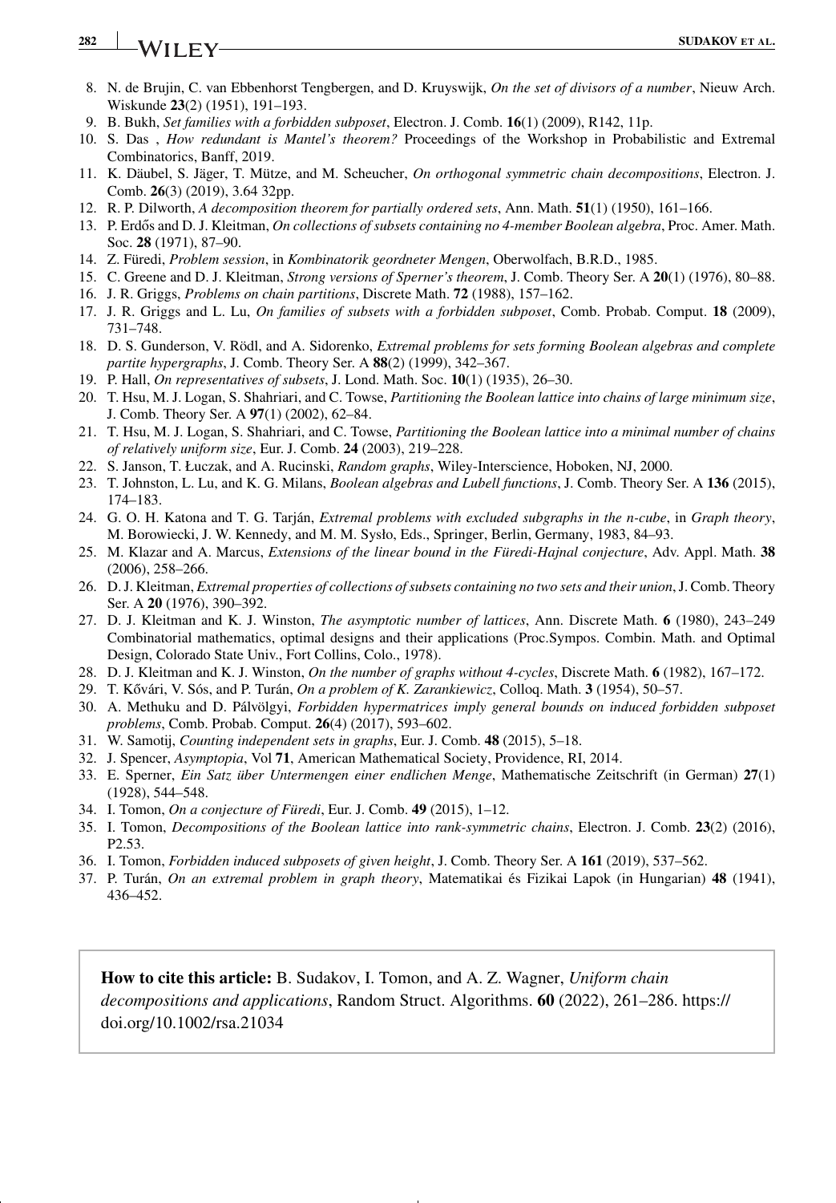8. N. de Brujin, C. van Ebbenhorst Tengbergen, and D. Kruyswijk, *On the set of divisors of a number*, Nieuw Arch. Wiskunde **23**(2) (1951), 191–193.
9. B. Bukh, *Set families with a forbidden subposet*, Electron. J. Comb. **16**(1) (2009), R142, 11p.
10. S. Das , *How redundant is Mantel's theorem?* Proceedings of the Workshop in Probabilistic and Extremal Combinatorics, Banff, 2019.
11. K. Däubel, S. Jäger, T. Mütze, and M. Scheucher, *On orthogonal symmetric chain decompositions*, Electron. J. Comb. **26**(3) (2019), 3.64 32pp.
12. R. P. Dilworth, *A decomposition theorem for partially ordered sets*, Ann. Math. **51**(1) (1950), 161–166.
13. P. Erdős and D. J. Kleitman, *On collections of subsets containing no 4-member Boolean algebra*, Proc. Amer. Math. Soc. **28** (1971), 87–90.
14. Z. Füredi, *Problem session*, in *Kombinatorik geordneter Mengen*, Oberwolfach, B.R.D., 1985.
15. C. Greene and D. J. Kleitman, *Strong versions of Sperner's theorem*, J. Comb. Theory Ser. A **20**(1) (1976), 80–88.
16. J. R. Griggs, *Problems on chain partitions*, Discrete Math. **72** (1988), 157–162.
17. J. R. Griggs and L. Lu, *On families of subsets with a forbidden subposet*, Comb. Probab. Comput. **18** (2009), 731–748.
18. D. S. Gunderson, V. Rödl, and A. Sidorenko, *Extremal problems for sets forming Boolean algebras and complete partite hypergraphs*, J. Comb. Theory Ser. A **88**(2) (1999), 342–367.
19. P. Hall, *On representatives of subsets*, J. Lond. Math. Soc. **10**(1) (1935), 26–30.
20. T. Hsu, M. J. Logan, S. Shahriari, and C. Towse, *Partitioning the Boolean lattice into chains of large minimum size*, J. Comb. Theory Ser. A **97**(1) (2002), 62–84.
21. T. Hsu, M. J. Logan, S. Shahriari, and C. Towse, *Partitioning the Boolean lattice into a minimal number of chains of relatively uniform size*, Eur. J. Comb. **24** (2003), 219–228.
22. S. Janson, T. Łuczak, and A. Rucinski, *Random graphs*, Wiley-Interscience, Hoboken, NJ, 2000.
23. T. Johnston, L. Lu, and K. G. Milans, *Boolean algebras and Lubell functions*, J. Comb. Theory Ser. A **136** (2015), 174–183.
24. G. O. H. Katona and T. G. Tarján, *Extremal problems with excluded subgraphs in the n-cube*, in *Graph theory*, M. Borowiecki, J. W. Kennedy, and M. M. Sysło, Eds., Springer, Berlin, Germany, 1983, 84–93.
25. M. Klazar and A. Marcus, *Extensions of the linear bound in the Füredi-Hajnal conjecture*, Adv. Appl. Math. **38** (2006), 258–266.
26. D. J. Kleitman, *Extremal properties of collections of subsets containing no two sets and their union*, J. Comb. Theory Ser. A **20** (1976), 390–392.
27. D. J. Kleitman and K. J. Winston, *The asymptotic number of lattices*, Ann. Discrete Math. **6** (1980), 243–249 Combinatorial mathematics, optimal designs and their applications (Proc.Sympos. Combin. Math. and Optimal Design, Colorado State Univ., Fort Collins, Colo., 1978).
28. D. J. Kleitman and K. J. Winston, *On the number of graphs without 4-cycles*, Discrete Math. **6** (1982), 167–172.
29. T. Kővári, V. Sós, and P. Turán, *On a problem of K. Zarankiewicz*, Colloq. Math. **3** (1954), 50–57.
30. A. Methuku and D. Pálvölgyi, *Forbidden hypermatrices imply general bounds on induced forbidden subposet problems*, Comb. Probab. Comput. **26**(4) (2017), 593–602.
31. W. Samotij, *Counting independent sets in graphs*, Eur. J. Comb. **48** (2015), 5–18.
32. J. Spencer, *Asymptopia*, Vol **71**, American Mathematical Society, Providence, RI, 2014.
33. E. Sperner, *Ein Satz über Untermengen einer endlichen Menge*, Mathematische Zeitschrift (in German) **27**(1) (1928), 544–548.
34. I. Tomon, *On a conjecture of Füredi*, Eur. J. Comb. **49** (2015), 1–12.
35. I. Tomon, *Decompositions of the Boolean lattice into rank-symmetric chains*, Electron. J. Comb. **23**(2) (2016), P2.53.
36. I. Tomon, *Forbidden induced subposets of given height*, J. Comb. Theory Ser. A **161** (2019), 537–562.
37. P. Turán, *On an extremal problem in graph theory*, Matematikai és Fizikai Lapok (in Hungarian) **48** (1941), 436–452.

**How to cite this article:** B. Sudakov, I. Tomon, and A. Z. Wagner, *Uniform chain decompositions and applications*, Random Struct. Algorithms. **60** (2022), 261–286. https://doi.org/10.1002/rsa.21034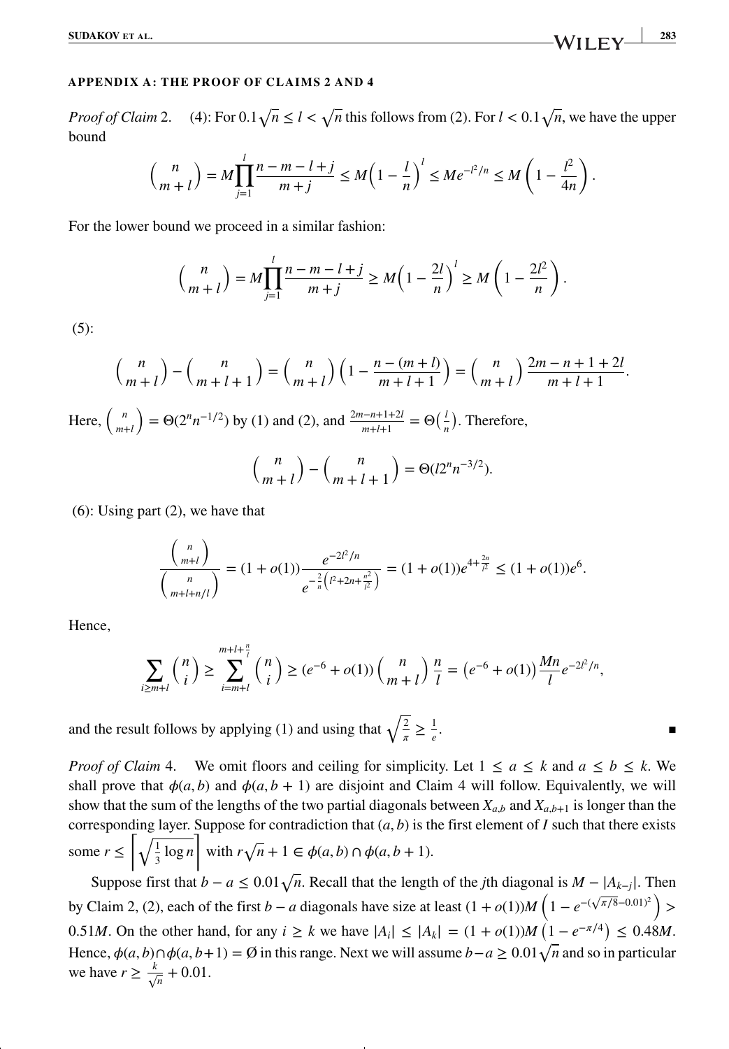## APPENDIX A: THE PROOF OF CLAIMS 2 AND 4

*Proof of Claim* 2. (4): For $0.1\sqrt{n} \leq l < \sqrt{n}$ this follows from (2). For $l < 0.1\sqrt{n}$, we have the upper bound

$$\binom{n}{m+l} = M\prod_{j=1}^{l}\frac{n-m-l+j}{m+j} \leq M\left(1-\frac{l}{n}\right)^{l} \leq Me^{-l^2/n} \leq M\left(1-\frac{l^2}{4n}\right).$$

For the lower bound we proceed in a similar fashion:

$$\binom{n}{m+l} = M\prod_{j=1}^{l}\frac{n-m-l+j}{m+j} \geq M\left(1-\frac{2l}{n}\right)^{l} \geq M\left(1-\frac{2l^2}{n}\right).$$

(5):

$$\binom{n}{m+l} - \binom{n}{m+l+1} = \binom{n}{m+l}\left(1-\frac{n-(m+l)}{m+l+1}\right) = \binom{n}{m+l}\frac{2m-n+1+2l}{m+l+1}.$$

Here, $\binom{n}{m+l} = \Theta(2^n n^{-1/2})$ by (1) and (2), and $\frac{2m-n+1+2l}{m+l+1} = \Theta\left(\frac{l}{n}\right)$. Therefore,

$$\binom{n}{m+l} - \binom{n}{m+l+1} = \Theta(l2^n n^{-3/2}).$$

(6): Using part (2), we have that

$$\frac{\binom{n}{m+l}}{\binom{n}{m+l+n/l}} = (1+o(1))\frac{e^{-2l^2/n}}{e^{-\frac{2}{n}\left(l^2+2n+\frac{n^2}{l^2}\right)}} = (1+o(1))e^{4+\frac{2n}{l^2}} \leq (1+o(1))e^{6}.$$

Hence,

$$\sum_{i\geq m+l}\binom{n}{i} \geq \sum_{i=m+l}^{m+l+\frac{n}{l}}\binom{n}{i} \geq (e^{-6}+o(1))\binom{n}{m+l}\frac{n}{l} = \left(e^{-6}+o(1)\right)\frac{Mn}{l}e^{-2l^2/n},$$

and the result follows by applying (1) and using that $\sqrt{\frac{2}{\pi}} \geq \frac{1}{e}$. ∎

*Proof of Claim* 4. We omit floors and ceiling for simplicity. Let $1 \leq a \leq k$ and $a \leq b \leq k$. We shall prove that $\phi(a,b)$ and $\phi(a,b+1)$ are disjoint and Claim 4 will follow. Equivalently, we will show that the sum of the lengths of the two partial diagonals between $X_{a,b}$ and $X_{a,b+1}$ is longer than the corresponding layer. Suppose for contradiction that $(a,b)$ is the first element of $I$ such that there exists some $r \leq \left\lceil\sqrt{\frac{1}{3}\log n}\right\rceil$ with $r\sqrt{n}+1 \in \phi(a,b)\cap\phi(a,b+1)$.

Suppose first that $b-a \leq 0.01\sqrt{n}$. Recall that the length of the $j$th diagonal is $M-|A_{k-j}|$. Then by Claim 2, (2), each of the first $b-a$ diagonals have size at least $(1+o(1))M\left(1-e^{-(\sqrt{\pi/8}-0.01)^2}\right) > 0.51M$. On the other hand, for any $i \geq k$ we have $|A_i| \leq |A_k| = (1+o(1))M\left(1-e^{-\pi/4}\right) \leq 0.48M$. Hence, $\phi(a,b)\cap\phi(a,b+1) = \emptyset$ in this range. Next we will assume $b-a \geq 0.01\sqrt{n}$ and so in particular we have $r \geq \frac{k}{\sqrt{n}}+0.01$.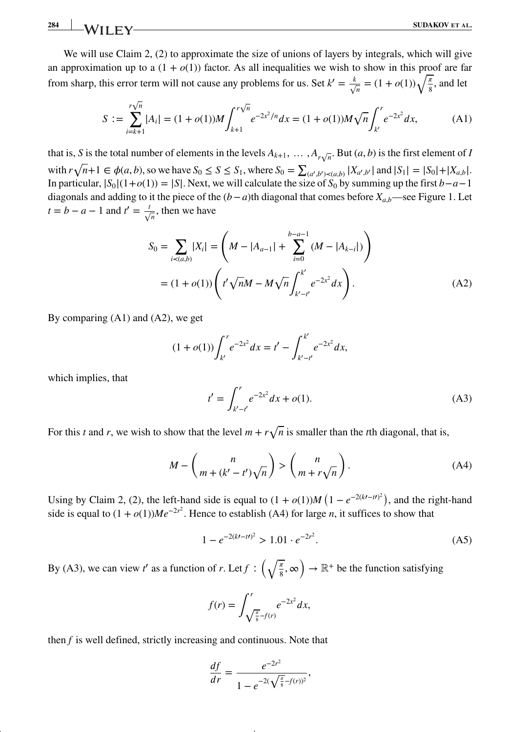We will use Claim 2, (2) to approximate the size of unions of layers by integrals, which will give an approximation up to a $(1 + o(1))$ factor. As all inequalities we wish to show in this proof are far from sharp, this error term will not cause any problems for us. Set $k' = \frac{k}{\sqrt{n}} = (1 + o(1))\sqrt{\frac{\pi}{8}}$, and let

$$S := \sum_{i=k+1}^{r\sqrt{n}} |A_i| = (1 + o(1))M \int_{k+1}^{r\sqrt{n}} e^{-2x^2/n} dx = (1 + o(1))M\sqrt{n} \int_{k'}^{r} e^{-2x^2} dx, \tag{A1}$$

that is, $S$ is the total number of elements in the levels $A_{k+1}, \ldots, A_{r\sqrt{n}}$. But $(a, b)$ is the first element of $I$ with $r\sqrt{n}+1 \in \phi(a, b)$, so we have $S_0 \leq S \leq S_1$, where $S_0 = \sum_{(a',b')\prec(a,b)} |X_{a',b'}|$ and $|S_1| = |S_0|+|X_{a,b}|$. In particular, $|S_0|(1+o(1)) = |S|$. Next, we will calculate the size of $S_0$ by summing up the first $b-a-1$ diagonals and adding to it the piece of the $(b-a)$th diagonal that comes before $X_{a,b}$—see Figure 1. Let $t = b - a - 1$ and $t' = \frac{t}{\sqrt{n}}$, then we have

$$\begin{aligned} S_0 &= \sum_{i\prec(a,b)} |X_i| = \left( M - |A_{a-1}| + \sum_{i=0}^{b-a-1} (M - |A_{k-i}|) \right) \\ &= (1 + o(1)) \left( t'\sqrt{n}M - M\sqrt{n} \int_{k'-t'}^{k'} e^{-2x^2} dx \right). \end{aligned} \tag{A2}$$

By comparing (A1) and (A2), we get

$$(1 + o(1)) \int_{k'}^{r} e^{-2x^2} dx = t' - \int_{k'-t'}^{k'} e^{-2x^2} dx,$$

which implies, that

$$t' = \int_{k'-t'}^{r} e^{-2x^2} dx + o(1). \tag{A3}$$

For this $t$ and $r$, we wish to show that the level $m + r\sqrt{n}$ is smaller than the $t$th diagonal, that is,

$$M - \binom{n}{m + (k' - t')\sqrt{n}} > \binom{n}{m + r\sqrt{n}}. \tag{A4}$$

Using by Claim 2, (2), the left-hand side is equal to $(1 + o(1))M\left(1 - e^{-2(k'-t')^2}\right)$, and the right-hand side is equal to $(1 + o(1))Me^{-2r^2}$. Hence to establish (A4) for large $n$, it suffices to show that

$$1 - e^{-2(k'-t')^2} > 1.01 \cdot e^{-2r^2}. \tag{A5}$$

By (A3), we can view $t'$ as a function of $r$. Let $f : \left(\sqrt{\frac{\pi}{8}}, \infty\right) \to \mathbb{R}^+$ be the function satisfying

$$f(r) = \int_{\sqrt{\frac{\pi}{8}}-f(r)}^{r} e^{-2x^2} dx,$$

then $f$ is well defined, strictly increasing and continuous. Note that

$$\frac{df}{dr} = \frac{e^{-2r^2}}{1 - e^{-2(\sqrt{\frac{\pi}{8}}-f(r))^2}},$$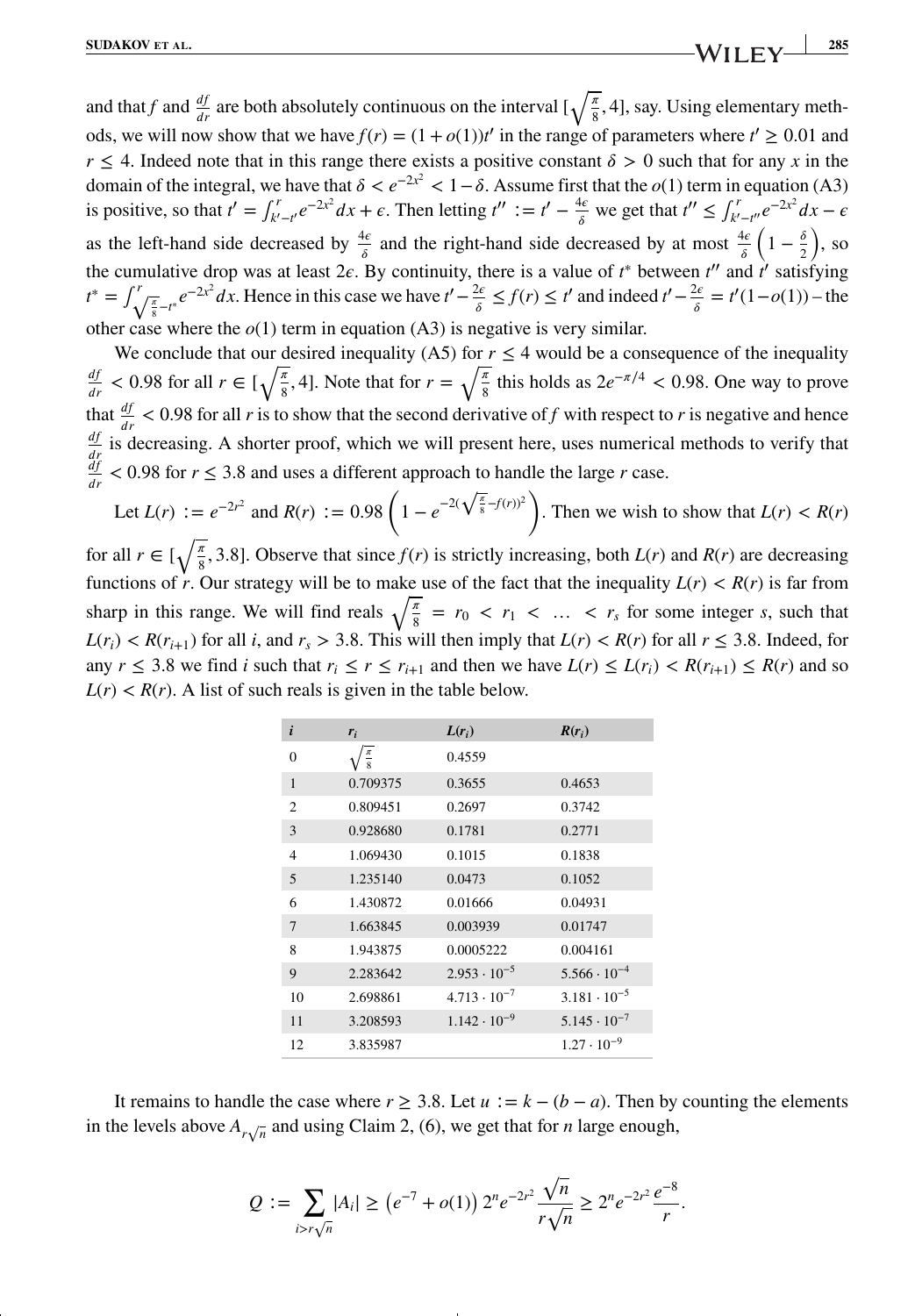and that $f$ and $\frac{df}{dr}$ are both absolutely continuous on the interval $[\sqrt{\frac{\pi}{8}}, 4]$, say. Using elementary methods, we will now show that we have $f(r) = (1 + o(1))t'$ in the range of parameters where $t' \geq 0.01$ and $r \leq 4$. Indeed note that in this range there exists a positive constant $\delta > 0$ such that for any $x$ in the domain of the integral, we have that $\delta < e^{-2x^2} < 1-\delta$. Assume first that the $o(1)$ term in equation (A3) is positive, so that $t' = \int_{k'-t'}^{r} e^{-2x^2}dx + \epsilon$. Then letting $t'' := t' - \frac{4\epsilon}{\delta}$ we get that $t'' \leq \int_{k'-t''}^{r} e^{-2x^2}dx - \epsilon$ as the left-hand side decreased by $\frac{4\epsilon}{\delta}$ and the right-hand side decreased by at most $\frac{4\epsilon}{\delta}\left(1 - \frac{\delta}{2}\right)$, so the cumulative drop was at least $2\epsilon$. By continuity, there is a value of $t^*$ between $t''$ and $t'$ satisfying $t^* = \int_{\sqrt{\frac{\pi}{8}}-t^*}^{r} e^{-2x^2}dx$. Hence in this case we have $t' - \frac{2\epsilon}{\delta} \leq f(r) \leq t'$ and indeed $t' - \frac{2\epsilon}{\delta} = t'(1-o(1))$ – the other case where the $o(1)$ term in equation (A3) is negative is very similar.

We conclude that our desired inequality (A5) for $r \leq 4$ would be a consequence of the inequality $\frac{df}{dr} < 0.98$ for all $r \in [\sqrt{\frac{\pi}{8}}, 4]$. Note that for $r = \sqrt{\frac{\pi}{8}}$ this holds as $2e^{-\pi/4} < 0.98$. One way to prove that $\frac{df}{dr} < 0.98$ for all $r$ is to show that the second derivative of $f$ with respect to $r$ is negative and hence $\frac{df}{dr}$ is decreasing. A shorter proof, which we will present here, uses numerical methods to verify that $\frac{df}{dr} < 0.98$ for $r \leq 3.8$ and uses a different approach to handle the large $r$ case.

Let $L(r) := e^{-2r^2}$ and $R(r) := 0.98\left(1 - e^{-2(\sqrt{\frac{\pi}{8}}-f(r))^2}\right)$. Then we wish to show that $L(r) < R(r)$ for all $r \in [\sqrt{\frac{\pi}{8}}, 3.8]$. Observe that since $f(r)$ is strictly increasing, both $L(r)$ and $R(r)$ are decreasing functions of $r$. Our strategy will be to make use of the fact that the inequality $L(r) < R(r)$ is far from sharp in this range. We will find reals $\sqrt{\frac{\pi}{8}} = r_0 < r_1 < \ldots < r_s$ for some integer $s$, such that $L(r_i) < R(r_{i+1})$ for all $i$, and $r_s > 3.8$. This will then imply that $L(r) < R(r)$ for all $r \leq 3.8$. Indeed, for any $r \leq 3.8$ we find $i$ such that $r_i \leq r \leq r_{i+1}$ and then we have $L(r) \leq L(r_i) < R(r_{i+1}) \leq R(r)$ and so $L(r) < R(r)$. A list of such reals is given in the table below.

| $i$ | $r_i$ | $L(r_i)$ | $R(r_i)$ |
|---|---|---|---|
| 0 | $\sqrt{\frac{\pi}{8}}$ | 0.4559 | |
| 1 | 0.709375 | 0.3655 | 0.4653 |
| 2 | 0.809451 | 0.2697 | 0.3742 |
| 3 | 0.928680 | 0.1781 | 0.2771 |
| 4 | 1.069430 | 0.1015 | 0.1838 |
| 5 | 1.235140 | 0.0473 | 0.1052 |
| 6 | 1.430872 | 0.01666 | 0.04931 |
| 7 | 1.663845 | 0.003939 | 0.01747 |
| 8 | 1.943875 | 0.0005222 | 0.004161 |
| 9 | 2.283642 | $2.953 \cdot 10^{-5}$ | $5.566 \cdot 10^{-4}$ |
| 10 | 2.698861 | $4.713 \cdot 10^{-7}$ | $3.181 \cdot 10^{-5}$ |
| 11 | 3.208593 | $1.142 \cdot 10^{-9}$ | $5.145 \cdot 10^{-7}$ |
| 12 | 3.835987 | | $1.27 \cdot 10^{-9}$ |

It remains to handle the case where $r \geq 3.8$. Let $u := k - (b - a)$. Then by counting the elements in the levels above $A_{r\sqrt{n}}$ and using Claim 2, (6), we get that for $n$ large enough,

$$Q := \sum_{i > r\sqrt{n}} |A_i| \geq \left(e^{-7} + o(1)\right) 2^n e^{-2r^2} \frac{\sqrt{n}}{r\sqrt{n}} \geq 2^n e^{-2r^2} \frac{e^{-8}}{r}.$$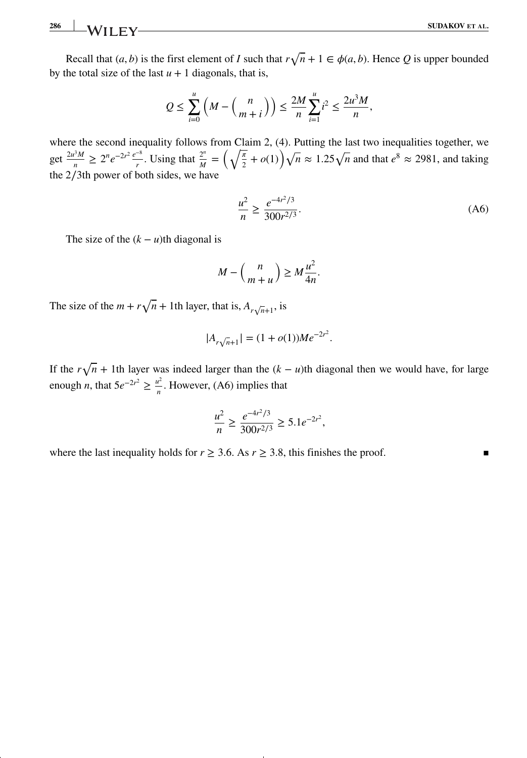Recall that $(a, b)$ is the first element of $I$ such that $r\sqrt{n}+1 \in \phi(a, b)$. Hence $Q$ is upper bounded by the total size of the last $u+1$ diagonals, that is,

$$Q \leq \sum_{i=0}^{u} \left( M - \binom{n}{m+i} \right) \leq \frac{2M}{n} \sum_{i=1}^{u} i^2 \leq \frac{2u^3 M}{n},$$

where the second inequality follows from Claim 2, (4). Putting the last two inequalities together, we get $\frac{2u^3M}{n} \geq 2^n e^{-2r^2} \frac{e^{-8}}{r}$. Using that $\frac{2^n}{M} = \left(\sqrt{\frac{\pi}{2}} + o(1)\right)\sqrt{n} \approx 1.25\sqrt{n}$ and that $e^8 \approx 2981$, and taking the $2/3$th power of both sides, we have

$$\frac{u^2}{n} \geq \frac{e^{-4r^2/3}}{300 r^{2/3}}. \tag{A6}$$

The size of the $(k-u)$th diagonal is

$$M - \binom{n}{m+u} \geq M \frac{u^2}{4n}.$$

The size of the $m + r\sqrt{n}+1$th layer, that is, $A_{r\sqrt{n}+1}$, is

$$|A_{r\sqrt{n}+1}| = (1+o(1)) M e^{-2r^2}.$$

If the $r\sqrt{n}+1$th layer was indeed larger than the $(k-u)$th diagonal then we would have, for large enough $n$, that $5e^{-2r^2} \geq \frac{u^2}{n}$. However, (A6) implies that

$$\frac{u^2}{n} \geq \frac{e^{-4r^2/3}}{300 r^{2/3}} \geq 5.1 e^{-2r^2},$$

where the last inequality holds for $r \geq 3.6$. As $r \geq 3.8$, this finishes the proof. ∎